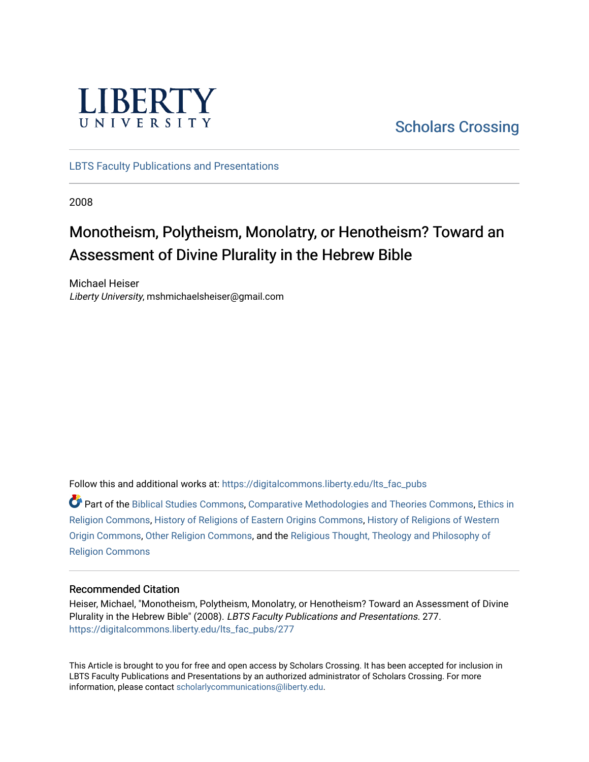LIBERTY UNIVERSITY

Scholars Crossing

LBTS Faculty Publications and Presentations

2008

# Monotheism, Polytheism, Monolatry, or Henotheism? Toward an Assessment of Divine Plurality in the Hebrew Bible

Michael Heiser
*Liberty University*, mshmichaelsheiser@gmail.com

Follow this and additional works at: https://digitalcommons.liberty.edu/lts_fac_pubs

Part of the Biblical Studies Commons, Comparative Methodologies and Theories Commons, Ethics in Religion Commons, History of Religions of Eastern Origins Commons, History of Religions of Western Origin Commons, Other Religion Commons, and the Religious Thought, Theology and Philosophy of Religion Commons

## Recommended Citation

Heiser, Michael, "Monotheism, Polytheism, Monolatry, or Henotheism? Toward an Assessment of Divine Plurality in the Hebrew Bible" (2008). *LBTS Faculty Publications and Presentations*. 277.
https://digitalcommons.liberty.edu/lts_fac_pubs/277

This Article is brought to you for free and open access by Scholars Crossing. It has been accepted for inclusion in LBTS Faculty Publications and Presentations by an authorized administrator of Scholars Crossing. For more information, please contact scholarlycommunications@liberty.edu.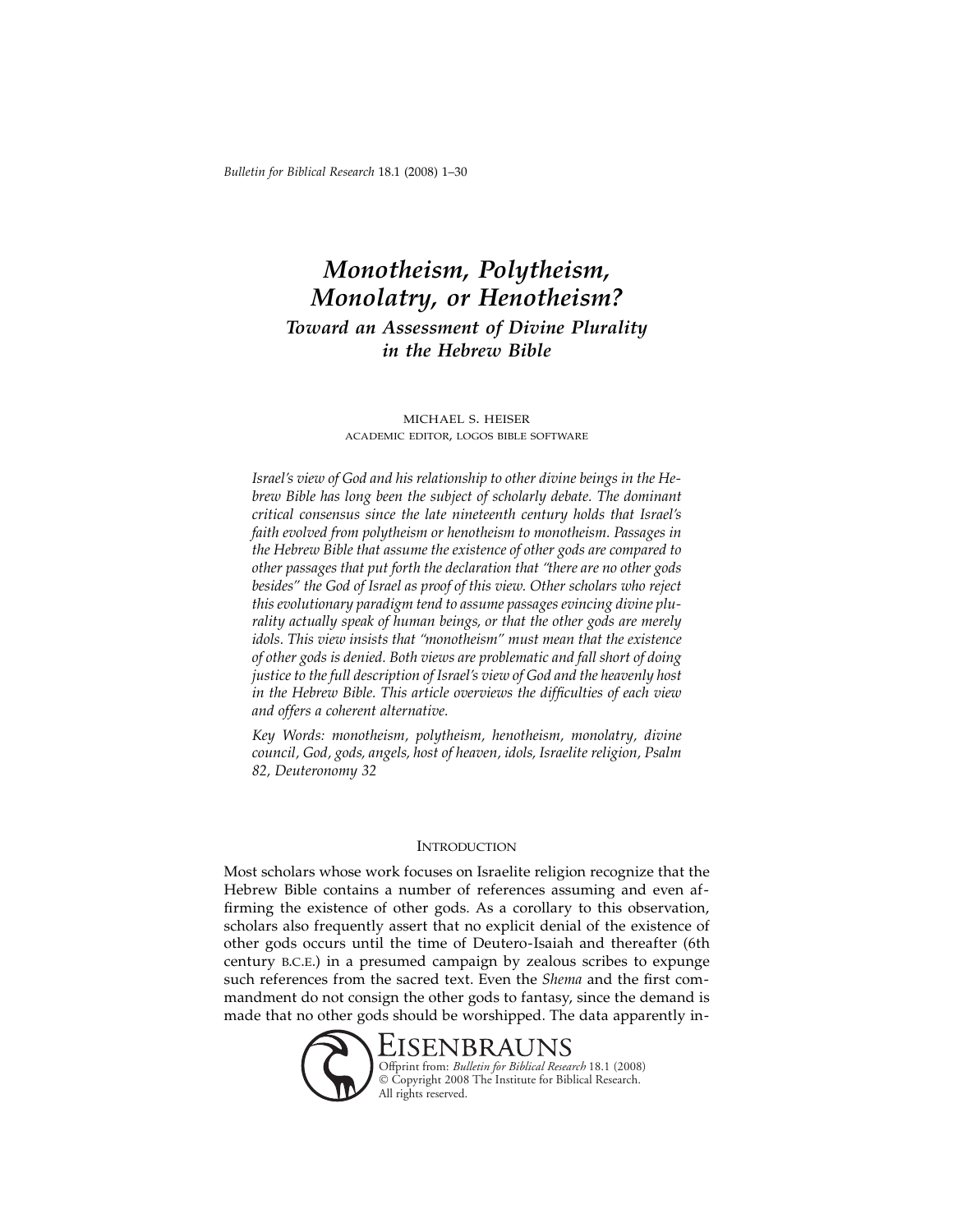# *Monotheism, Polytheism, Monolatry, or Henotheism?*

## *Toward an Assessment of Divine Plurality in the Hebrew Bible*

MICHAEL S. HEISER
ACADEMIC EDITOR, LOGOS BIBLE SOFTWARE

*Israel's view of God and his relationship to other divine beings in the Hebrew Bible has long been the subject of scholarly debate. The dominant critical consensus since the late nineteenth century holds that Israel's faith evolved from polytheism or henotheism to monotheism. Passages in the Hebrew Bible that assume the existence of other gods are compared to other passages that put forth the declaration that "there are no other gods besides" the God of Israel as proof of this view. Other scholars who reject this evolutionary paradigm tend to assume passages evincing divine plurality actually speak of human beings, or that the other gods are merely idols. This view insists that "monotheism" must mean that the existence of other gods is denied. Both views are problematic and fall short of doing justice to the full description of Israel's view of God and the heavenly host in the Hebrew Bible. This article overviews the difficulties of each view and offers a coherent alternative.*

*Key Words: monotheism, polytheism, henotheism, monolatry, divine council, God, gods, angels, host of heaven, idols, Israelite religion, Psalm 82, Deuteronomy 32*

### Introduction

Most scholars whose work focuses on Israelite religion recognize that the Hebrew Bible contains a number of references assuming and even affirming the existence of other gods. As a corollary to this observation, scholars also frequently assert that no explicit denial of the existence of other gods occurs until the time of Deutero-Isaiah and thereafter (6th century B.C.E.) in a presumed campaign by zealous scribes to expunge such references from the sacred text. Even the *Shema* and the first commandment do not consign the other gods to fantasy, since the demand is made that no other gods should be worshipped. The data apparently in-

Eisenbrauns
Offprint from: *Bulletin for Biblical Research* 18.1 (2008)
© Copyright 2008 The Institute for Biblical Research.
All rights reserved.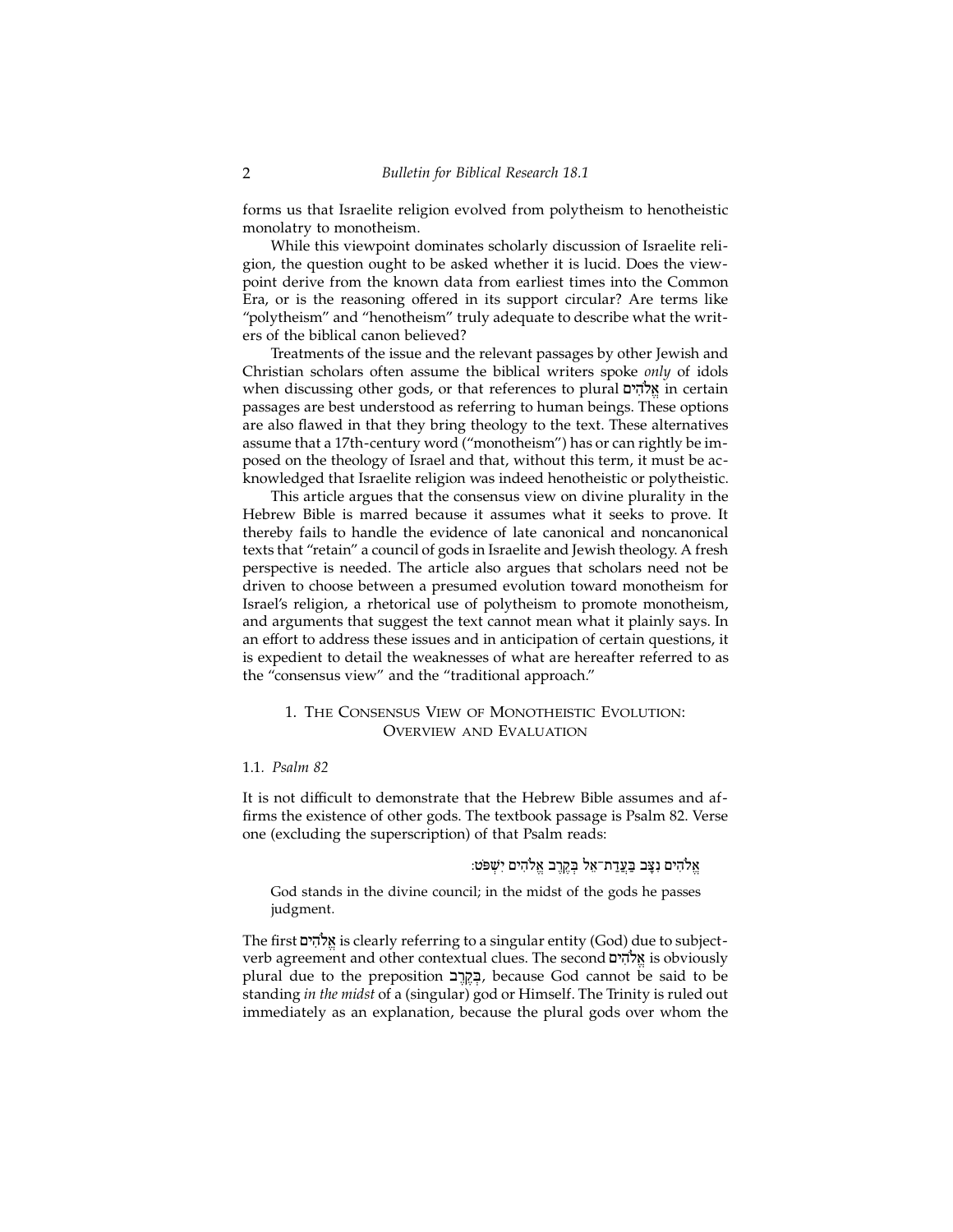forms us that Israelite religion evolved from polytheism to henotheistic monolatry to monotheism.

While this viewpoint dominates scholarly discussion of Israelite religion, the question ought to be asked whether it is lucid. Does the viewpoint derive from the known data from earliest times into the Common Era, or is the reasoning offered in its support circular? Are terms like "polytheism" and "henotheism" truly adequate to describe what the writers of the biblical canon believed?

Treatments of the issue and the relevant passages by other Jewish and Christian scholars often assume the biblical writers spoke *only* of idols when discussing other gods, or that references to plural אֱלֹהִים in certain passages are best understood as referring to human beings. These options are also flawed in that they bring theology to the text. These alternatives assume that a 17th-century word ("monotheism") has or can rightly be imposed on the theology of Israel and that, without this term, it must be acknowledged that Israelite religion was indeed henotheistic or polytheistic.

This article argues that the consensus view on divine plurality in the Hebrew Bible is marred because it assumes what it seeks to prove. It thereby fails to handle the evidence of late canonical and noncanonical texts that "retain" a council of gods in Israelite and Jewish theology. A fresh perspective is needed. The article also argues that scholars need not be driven to choose between a presumed evolution toward monotheism for Israel's religion, a rhetorical use of polytheism to promote monotheism, and arguments that suggest the text cannot mean what it plainly says. In an effort to address these issues and in anticipation of certain questions, it is expedient to detail the weaknesses of what are hereafter referred to as the "consensus view" and the "traditional approach."

## 1. The Consensus View of Monotheistic Evolution: Overview and Evaluation

### 1.1. *Psalm 82*

It is not difficult to demonstrate that the Hebrew Bible assumes and affirms the existence of other gods. The textbook passage is Psalm 82. Verse one (excluding the superscription) of that Psalm reads:

אֱלֹהִים נִצָּב בַּעֲדַת־אֵל בְּקֶרֶב אֱלֹהִים יִשְׁפֹּט׃

> God stands in the divine council; in the midst of the gods he passes judgment.

The first אֱלֹהִים is clearly referring to a singular entity (God) due to subject-verb agreement and other contextual clues. The second אֱלֹהִים is obviously plural due to the preposition בְּקֶרֶב, because God cannot be said to be standing *in the midst* of a (singular) god or Himself. The Trinity is ruled out immediately as an explanation, because the plural gods over whom the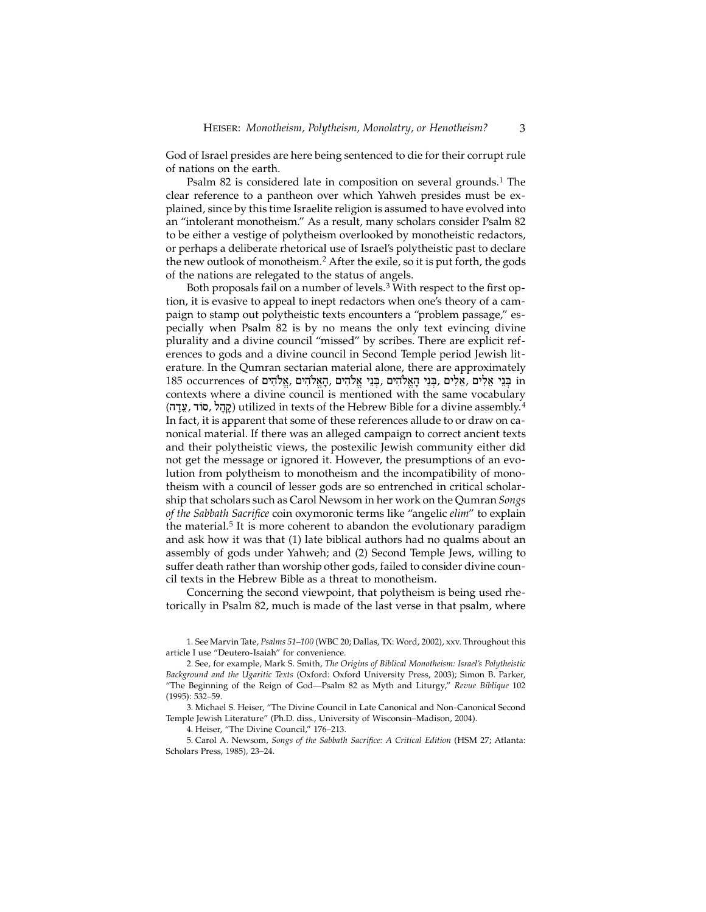God of Israel presides are here being sentenced to die for their corrupt rule of nations on the earth.

Psalm 82 is considered late in composition on several grounds.[1] The clear reference to a pantheon over which Yahweh presides must be explained, since by this time Israelite religion is assumed to have evolved into an "intolerant monotheism." As a result, many scholars consider Psalm 82 to be either a vestige of polytheism overlooked by monotheistic redactors, or perhaps a deliberate rhetorical use of Israel's polytheistic past to declare the new outlook of monotheism.[2] After the exile, so it is put forth, the gods of the nations are relegated to the status of angels.

Both proposals fail on a number of levels.[3] With respect to the first option, it is evasive to appeal to inept redactors when one's theory of a campaign to stamp out polytheistic texts encounters a "problem passage," especially when Psalm 82 is by no means the only text evincing divine plurality and a divine council "missed" by scribes. There are explicit references to gods and a divine council in Second Temple period Jewish literature. In the Qumran sectarian material alone, there are approximately 185 occurrences of בְּנֵי אֵלִים ,אֵלִים ,בְּנֵי הָאֱלֹהִים ,בְּנֵי אֱלֹהִים ,הָאֱלֹהִים ,אֱלֹהִים in contexts where a divine council is mentioned with the same vocabulary (קָהָל ,סוֹד ,עֵדָה) utilized in texts of the Hebrew Bible for a divine assembly.[4] In fact, it is apparent that some of these references allude to or draw on canonical material. If there was an alleged campaign to correct ancient texts and their polytheistic views, the postexilic Jewish community either did not get the message or ignored it. However, the presumptions of an evolution from polytheism to monotheism and the incompatibility of monotheism with a council of lesser gods are so entrenched in critical scholarship that scholars such as Carol Newsom in her work on the Qumran *Songs of the Sabbath Sacrifice* coin oxymoronic terms like "angelic *elim*" to explain the material.[5] It is more coherent to abandon the evolutionary paradigm and ask how it was that (1) late biblical authors had no qualms about an assembly of gods under Yahweh; and (2) Second Temple Jews, willing to suffer death rather than worship other gods, failed to consider divine council texts in the Hebrew Bible as a threat to monotheism.

Concerning the second viewpoint, that polytheism is being used rhetorically in Psalm 82, much is made of the last verse in that psalm, where

---

1. See Marvin Tate, *Psalms 51–100* (WBC 20; Dallas, TX: Word, 2002), xxv. Throughout this article I use "Deutero-Isaiah" for convenience.

2. See, for example, Mark S. Smith, *The Origins of Biblical Monotheism: Israel's Polytheistic Background and the Ugaritic Texts* (Oxford: Oxford University Press, 2003); Simon B. Parker, "The Beginning of the Reign of God—Psalm 82 as Myth and Liturgy," *Revue Biblique* 102 (1995): 532–59.

3. Michael S. Heiser, "The Divine Council in Late Canonical and Non-Canonical Second Temple Jewish Literature" (Ph.D. diss., University of Wisconsin–Madison, 2004).

4. Heiser, "The Divine Council," 176–213.

5. Carol A. Newsom, *Songs of the Sabbath Sacrifice: A Critical Edition* (HSM 27; Atlanta: Scholars Press, 1985), 23–24.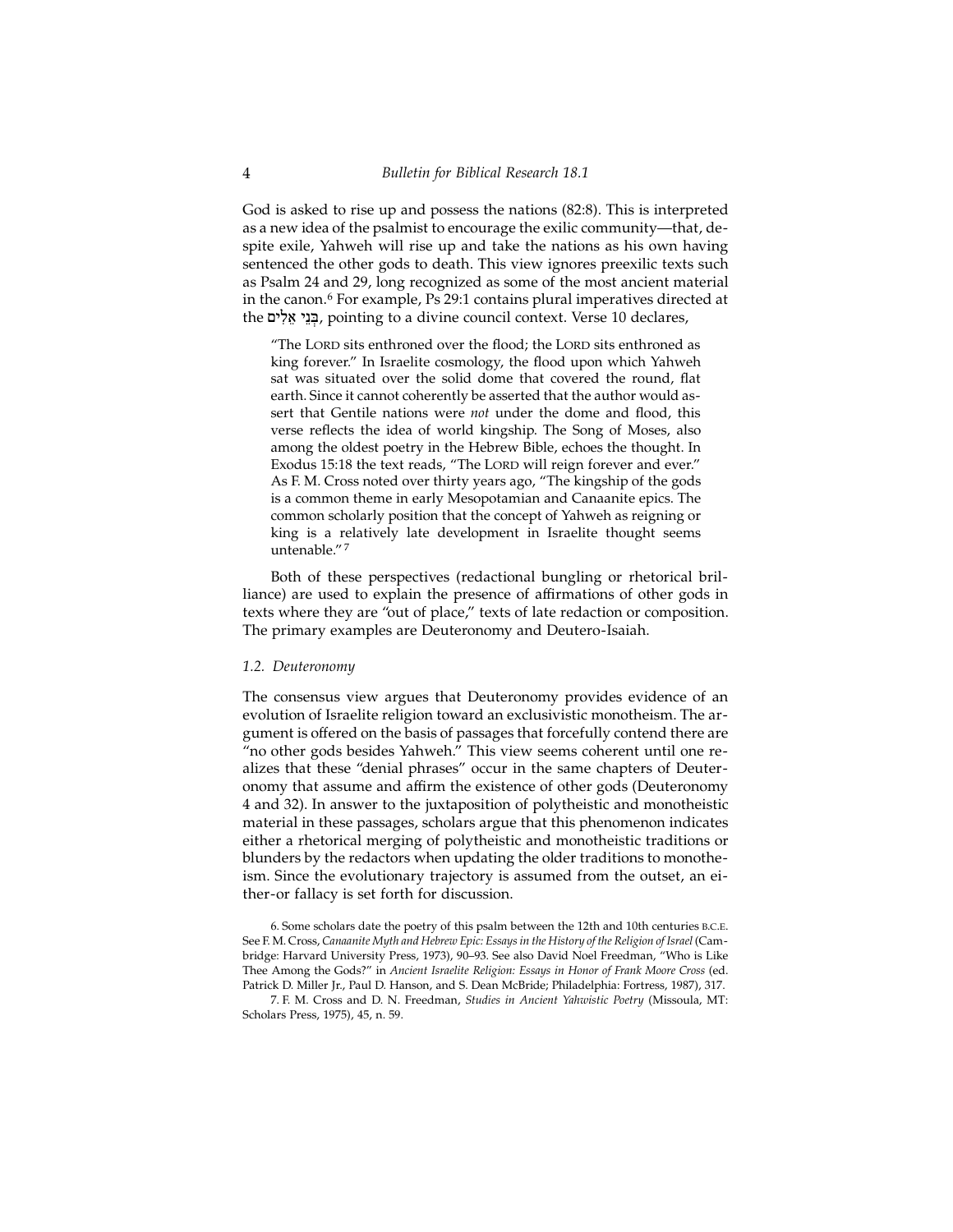God is asked to rise up and possess the nations (82:8). This is interpreted as a new idea of the psalmist to encourage the exilic community—that, despite exile, Yahweh will rise up and take the nations as his own having sentenced the other gods to death. This view ignores preexilic texts such as Psalm 24 and 29, long recognized as some of the most ancient material in the canon.[6] For example, Ps 29:1 contains plural imperatives directed at the בְּנֵי אֵלִים, pointing to a divine council context. Verse 10 declares,

> "The LORD sits enthroned over the flood; the LORD sits enthroned as king forever." In Israelite cosmology, the flood upon which Yahweh sat was situated over the solid dome that covered the round, flat earth. Since it cannot coherently be asserted that the author would assert that Gentile nations were *not* under the dome and flood, this verse reflects the idea of world kingship. The Song of Moses, also among the oldest poetry in the Hebrew Bible, echoes the thought. In Exodus 15:18 the text reads, "The LORD will reign forever and ever." As F. M. Cross noted over thirty years ago, "The kingship of the gods is a common theme in early Mesopotamian and Canaanite epics. The common scholarly position that the concept of Yahweh as reigning or king is a relatively late development in Israelite thought seems untenable."[7]

Both of these perspectives (redactional bungling or rhetorical brilliance) are used to explain the presence of affirmations of other gods in texts where they are "out of place," texts of late redaction or composition. The primary examples are Deuteronomy and Deutero-Isaiah.

### *1.2. Deuteronomy*

The consensus view argues that Deuteronomy provides evidence of an evolution of Israelite religion toward an exclusivistic monotheism. The argument is offered on the basis of passages that forcefully contend there are "no other gods besides Yahweh." This view seems coherent until one realizes that these "denial phrases" occur in the same chapters of Deuteronomy that assume and affirm the existence of other gods (Deuteronomy 4 and 32). In answer to the juxtaposition of polytheistic and monotheistic material in these passages, scholars argue that this phenomenon indicates either a rhetorical merging of polytheistic and monotheistic traditions or blunders by the redactors when updating the older traditions to monotheism. Since the evolutionary trajectory is assumed from the outset, an either-or fallacy is set forth for discussion.

6. Some scholars date the poetry of this psalm between the 12th and 10th centuries B.C.E. See F. M. Cross, *Canaanite Myth and Hebrew Epic: Essays in the History of the Religion of Israel* (Cambridge: Harvard University Press, 1973), 90–93. See also David Noel Freedman, "Who is Like Thee Among the Gods?" in *Ancient Israelite Religion: Essays in Honor of Frank Moore Cross* (ed. Patrick D. Miller Jr., Paul D. Hanson, and S. Dean McBride; Philadelphia: Fortress, 1987), 317.

7. F. M. Cross and D. N. Freedman, *Studies in Ancient Yahwistic Poetry* (Missoula, MT: Scholars Press, 1975), 45, n. 59.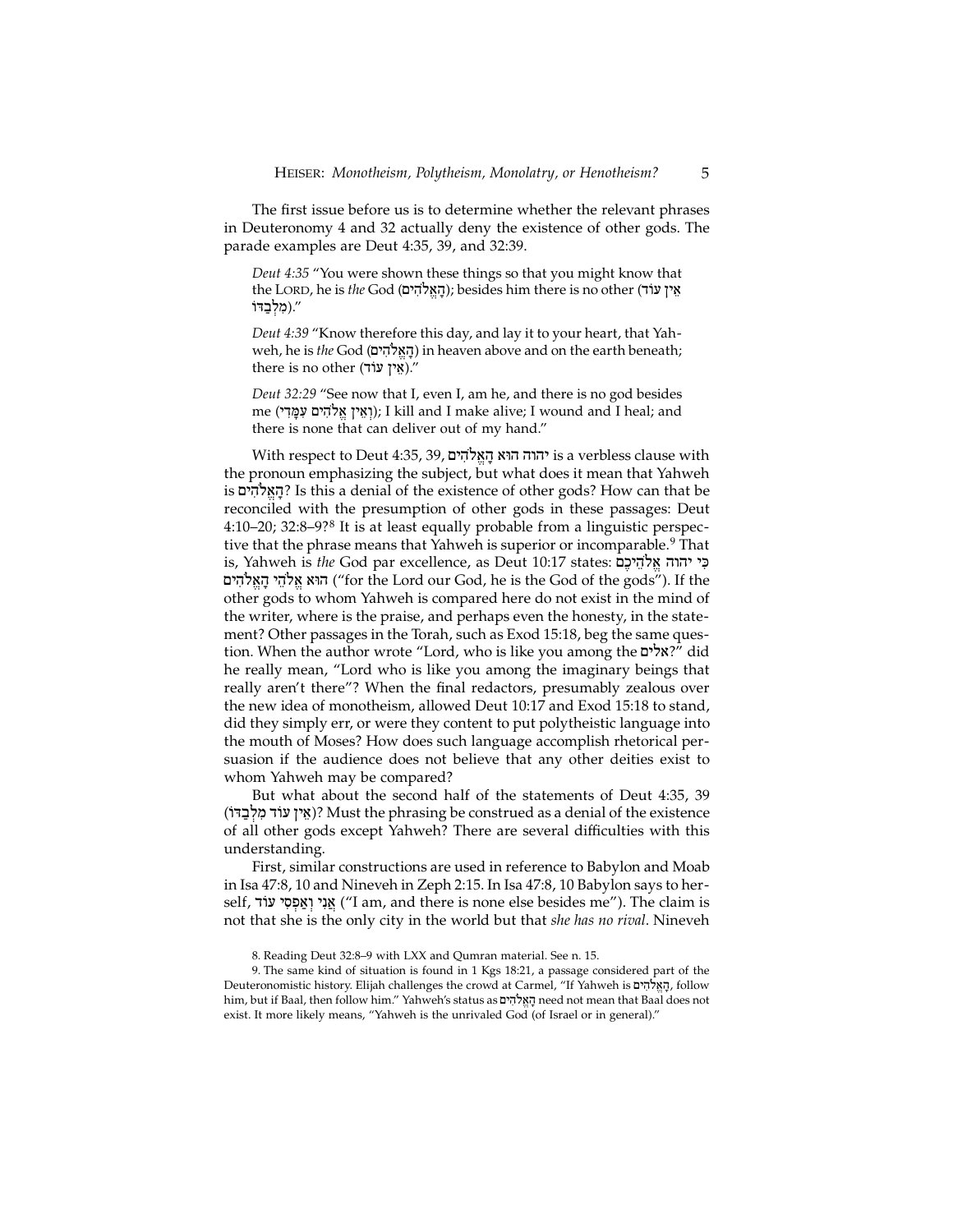The first issue before us is to determine whether the relevant phrases in Deuteronomy 4 and 32 actually deny the existence of other gods. The parade examples are Deut 4:35, 39, and 32:39.

> *Deut 4:35* "You were shown these things so that you might know that the LORD, he is *the* God (הָאֱלֹהִים); besides him there is no other (אֵין עוֹד מִלְבַדּוֹ)."
>
> *Deut 4:39* "Know therefore this day, and lay it to your heart, that Yahweh, he is *the* God (הָאֱלֹהִים) in heaven above and on the earth beneath; there is no other (אֵין עוֹד)."
>
> *Deut 32:29* "See now that I, even I, am he, and there is no god besides me (וְאֵין אֱלֹהִים עִמָּדִי); I kill and I make alive; I wound and I heal; and there is none that can deliver out of my hand."

With respect to Deut 4:35, 39, יהוה הוּא הָאֱלֹהִים is a verbless clause with the pronoun emphasizing the subject, but what does it mean that Yahweh is הָאֱלֹהִים? Is this a denial of the existence of other gods? How can that be reconciled with the presumption of other gods in these passages: Deut 4:10–20; 32:8–9?[8] It is at least equally probable from a linguistic perspective that the phrase means that Yahweh is superior or incomparable.[9] That is, Yahweh is *the* God par excellence, as Deut 10:17 states: כִּי יהוה אֱלֹהֵיכֶם הוּא אֱלֹהֵי הָאֱלֹהִים ("for the Lord our God, he is the God of the gods"). If the other gods to whom Yahweh is compared here do not exist in the mind of the writer, where is the praise, and perhaps even the honesty, in the statement? Other passages in the Torah, such as Exod 15:18, beg the same question. When the author wrote "Lord, who is like you among the אלים?" did he really mean, "Lord who is like you among the imaginary beings that really aren't there"? When the final redactors, presumably zealous over the new idea of monotheism, allowed Deut 10:17 and Exod 15:18 to stand, did they simply err, or were they content to put polytheistic language into the mouth of Moses? How does such language accomplish rhetorical persuasion if the audience does not believe that any other deities exist to whom Yahweh may be compared?

But what about the second half of the statements of Deut 4:35, 39 (אֵין עוֹד מִלְבַדּוֹ)? Must the phrasing be construed as a denial of the existence of all other gods except Yahweh? There are several difficulties with this understanding.

First, similar constructions are used in reference to Babylon and Moab in Isa 47:8, 10 and Nineveh in Zeph 2:15. In Isa 47:8, 10 Babylon says to herself, אֲנִי וְאַפְסִי עוֹד ("I am, and there is none else besides me"). The claim is not that she is the only city in the world but that *she has no rival*. Nineveh

8. Reading Deut 32:8–9 with LXX and Qumran material. See n. 15.

9. The same kind of situation is found in 1 Kgs 18:21, a passage considered part of the Deuteronomistic history. Elijah challenges the crowd at Carmel, "If Yahweh is הָאֱלֹהִים, follow him, but if Baal, then follow him." Yahweh's status as הָאֱלֹהִים need not mean that Baal does not exist. It more likely means, "Yahweh is the unrivaled God (of Israel or in general)."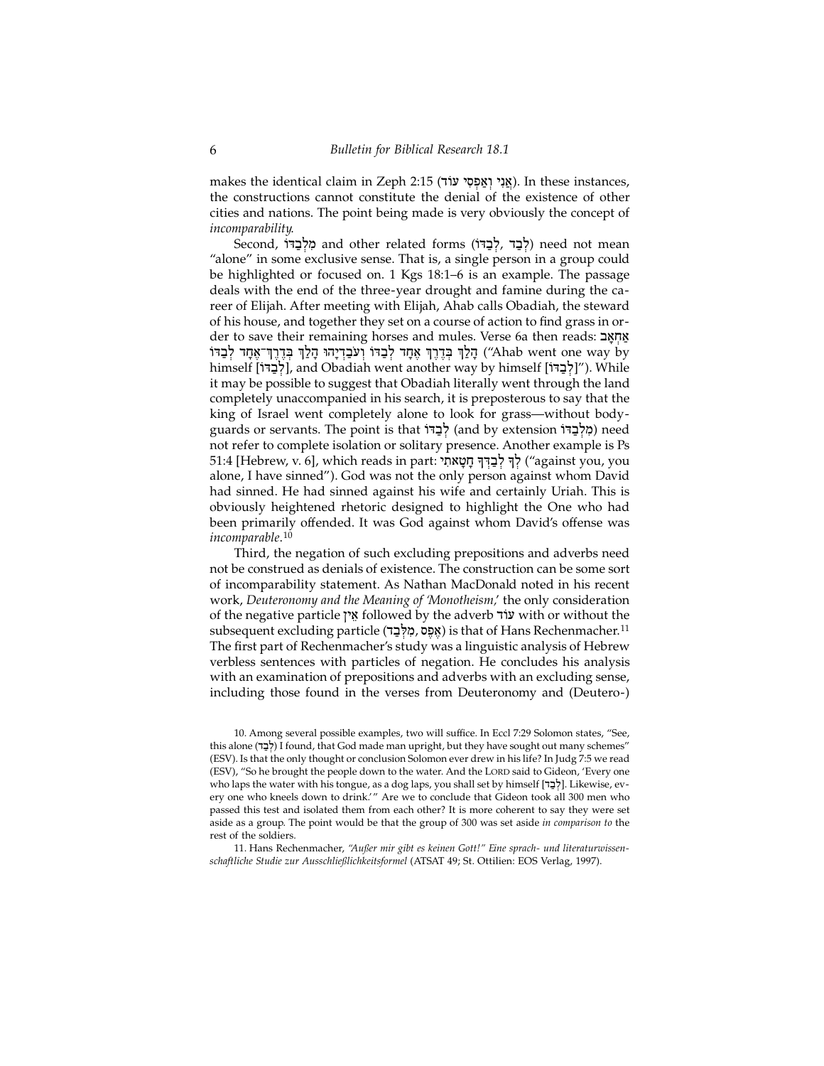makes the identical claim in Zeph 2:15 (אֲנִי וְאַפְסִי עוֹד). In these instances, the constructions cannot constitute the denial of the existence of other cities and nations. The point being made is very obviously the concept of *incomparability*.

Second, מִלְּבַדּוֹ and other related forms (לְבַד, לְבַדּוֹ) need not mean "alone" in some exclusive sense. That is, a single person in a group could be highlighted or focused on. 1 Kgs 18:1–6 is an example. The passage deals with the end of the three-year drought and famine during the career of Elijah. After meeting with Elijah, Ahab calls Obadiah, the steward of his house, and together they set on a course of action to find grass in order to save their remaining horses and mules. Verse 6a then reads: אַחְאָב הָלַךְ בְּדֶרֶךְ אֶחָד לְבַדּוֹ וְעֹבַדְיָהוּ הָלַךְ בְּדֶרֶךְ־אֶחָד לְבַדּוֹ ("Ahab went one way by himself [לְבַדּוֹ], and Obadiah went another way by himself [לְבַדּוֹ]"). While it may be possible to suggest that Obadiah literally went through the land completely unaccompanied in his search, it is preposterous to say that the king of Israel went completely alone to look for grass—without bodyguards or servants. The point is that לְבַדּוֹ (and by extension מִלְּבַדּוֹ) need not refer to complete isolation or solitary presence. Another example is Ps 51:4 [Hebrew, v. 6], which reads in part: לְךָ לְבַדְּךָ חָטָאתִי ("against you, you alone, I have sinned"). God was not the only person against whom David had sinned. He had sinned against his wife and certainly Uriah. This is obviously heightened rhetoric designed to highlight the One who had been primarily offended. It was God against whom David's offense was *incomparable*.[10]

Third, the negation of such excluding prepositions and adverbs need not be construed as denials of existence. The construction can be some sort of incomparability statement. As Nathan MacDonald noted in his recent work, *Deuteronomy and the Meaning of 'Monotheism,'* the only consideration of the negative particle אֵין followed by the adverb עוֹד with or without the subsequent excluding particle (אֶפֶס, מִלְּבַד) is that of Hans Rechenmacher.[11] The first part of Rechenmacher's study was a linguistic analysis of Hebrew verbless sentences with particles of negation. He concludes his analysis with an examination of prepositions and adverbs with an excluding sense, including those found in the verses from Deuteronomy and (Deutero-)

10. Among several possible examples, two will suffice. In Eccl 7:29 Solomon states, "See, this alone (לְבַד) I found, that God made man upright, but they have sought out many schemes" (ESV). Is that the only thought or conclusion Solomon ever drew in his life? In Judg 7:5 we read (ESV), "So he brought the people down to the water. And the LORD said to Gideon, 'Every one who laps the water with his tongue, as a dog laps, you shall set by himself [לְבַד]. Likewise, every one who kneels down to drink.'" Are we to conclude that Gideon took all 300 men who passed this test and isolated them from each other? It is more coherent to say they were set aside as a group. The point would be that the group of 300 was set aside *in comparison to* the rest of the soldiers.

11. Hans Rechenmacher, *"Außer mir gibt es keinen Gott!" Eine sprach- und literaturwissenschaftliche Studie zur Ausschließlichkeitsformel* (ATSAT 49; St. Ottilien: EOS Verlag, 1997).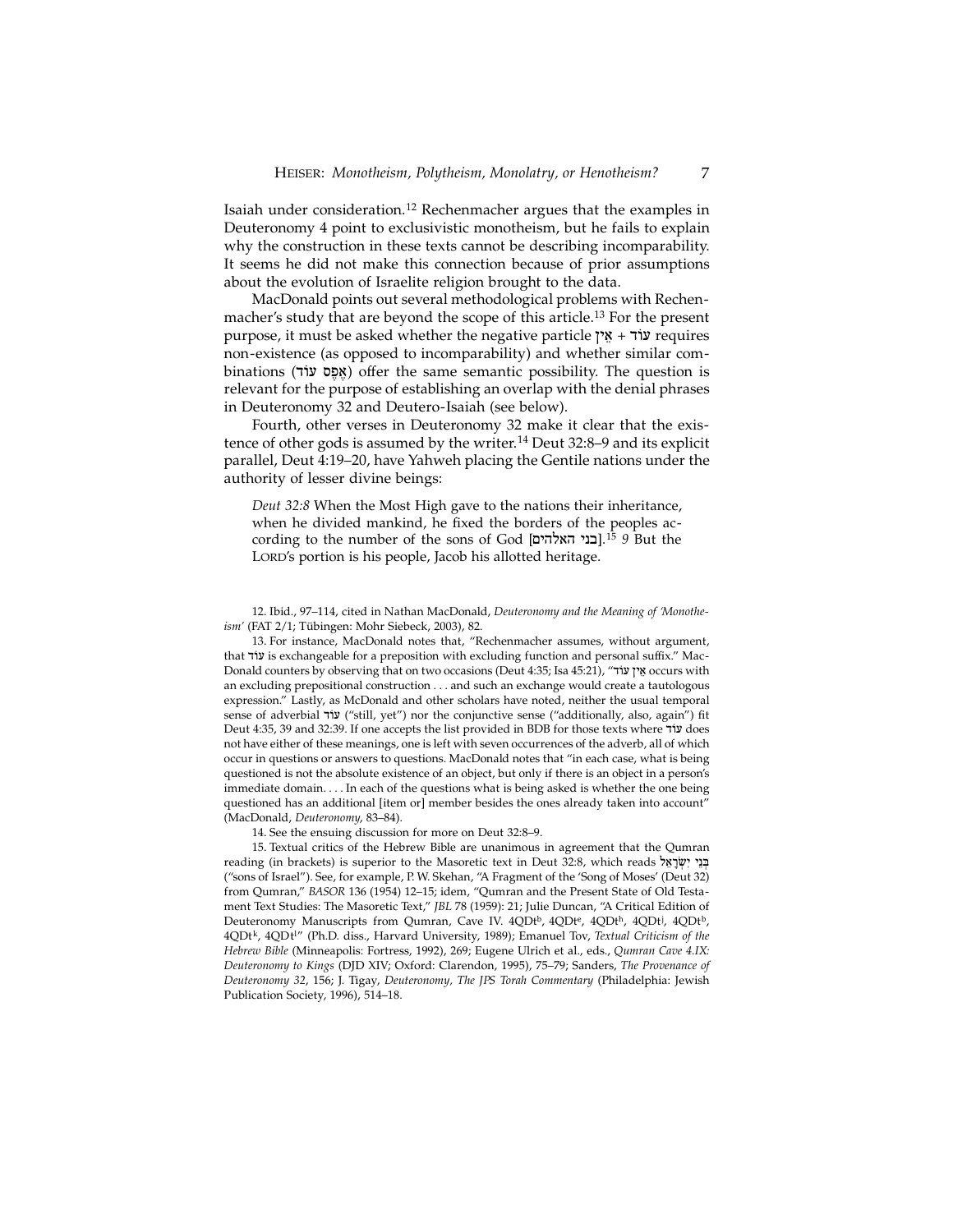Isaiah under consideration.[12] Rechenmacher argues that the examples in Deuteronomy 4 point to exclusivistic monotheism, but he fails to explain why the construction in these texts cannot be describing incomparability. It seems he did not make this connection because of prior assumptions about the evolution of Israelite religion brought to the data.

MacDonald points out several methodological problems with Rechenmacher's study that are beyond the scope of this article.[13] For the present purpose, it must be asked whether the negative particle אֵין + עוֹד requires non-existence (as opposed to incomparability) and whether similar combinations (אֶפֶס עוֹד) offer the same semantic possibility. The question is relevant for the purpose of establishing an overlap with the denial phrases in Deuteronomy 32 and Deutero-Isaiah (see below).

Fourth, other verses in Deuteronomy 32 make it clear that the existence of other gods is assumed by the writer.[14] Deut 32:8–9 and its explicit parallel, Deut 4:19–20, have Yahweh placing the Gentile nations under the authority of lesser divine beings:

> *Deut 32:8* When the Most High gave to the nations their inheritance, when he divided mankind, he fixed the borders of the peoples according to the number of the sons of God [בני האלהים].[15] *9* But the LORD's portion is his people, Jacob his allotted heritage.

12. Ibid., 97–114, cited in Nathan MacDonald, *Deuteronomy and the Meaning of 'Monotheism'* (FAT 2/1; Tübingen: Mohr Siebeck, 2003), 82.

13. For instance, MacDonald notes that, "Rechenmacher assumes, without argument, that עוֹד is exchangeable for a preposition with excluding function and personal suffix." MacDonald counters by observing that on two occasions (Deut 4:35; Isa 45:21), "אֵין עוֹד occurs with an excluding prepositional construction . . . and such an exchange would create a tautologous expression." Lastly, as McDonald and other scholars have noted, neither the usual temporal sense of adverbial עוֹד ("still, yet") nor the conjunctive sense ("additionally, also, again") fit Deut 4:35, 39 and 32:39. If one accepts the list provided in BDB for those texts where עוֹד does not have either of these meanings, one is left with seven occurrences of the adverb, all of which occur in questions or answers to questions. MacDonald notes that "in each case, what is being questioned is not the absolute existence of an object, but only if there is an object in a person's immediate domain. . . . In each of the questions what is being asked is whether the one being questioned has an additional [item or] member besides the ones already taken into account" (MacDonald, *Deuteronomy*, 83–84).

14. See the ensuing discussion for more on Deut 32:8–9.

15. Textual critics of the Hebrew Bible are unanimous in agreement that the Qumran reading (in brackets) is superior to the Masoretic text in Deut 32:8, which reads בְּנֵי יִשְׂרָאֵל ("sons of Israel"). See, for example, P. W. Skehan, "A Fragment of the 'Song of Moses' (Deut 32) from Qumran," *BASOR* 136 (1954) 12–15; idem, "Qumran and the Present State of Old Testament Text Studies: The Masoretic Text," *JBL* 78 (1959): 21; Julie Duncan, "A Critical Edition of Deuteronomy Manuscripts from Qumran, Cave IV. 4QDt$^{b}$, 4QDt$^{e}$, 4QDt$^{h}$, 4QDt$^{j}$, 4QDt$^{b}$, 4QDt$^{k}$, 4QDt$^{l}$" (Ph.D. diss., Harvard University, 1989); Emanuel Tov, *Textual Criticism of the Hebrew Bible* (Minneapolis: Fortress, 1992), 269; Eugene Ulrich et al., eds., *Qumran Cave 4.IX: Deuteronomy to Kings* (DJD XIV; Oxford: Clarendon, 1995), 75–79; Sanders, *The Provenance of Deuteronomy 32*, 156; J. Tigay, *Deuteronomy, The JPS Torah Commentary* (Philadelphia: Jewish Publication Society, 1996), 514–18.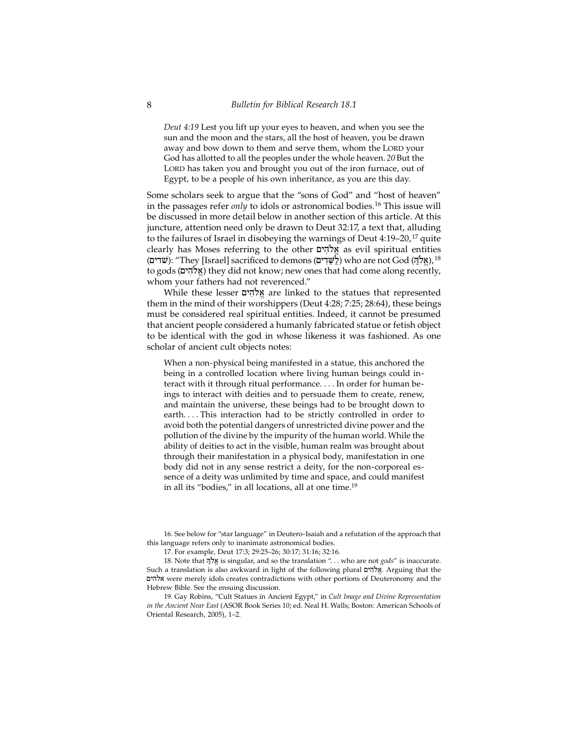*Deut 4:19* Lest you lift up your eyes to heaven, and when you see the sun and the moon and the stars, all the host of heaven, you be drawn away and bow down to them and serve them, whom the LORD your God has allotted to all the peoples under the whole heaven. *20* But the LORD has taken you and brought you out of the iron furnace, out of Egypt, to be a people of his own inheritance, as you are this day.

Some scholars seek to argue that the "sons of God" and "host of heaven" in the passages refer *only* to idols or astronomical bodies.[16] This issue will be discussed in more detail below in another section of this article. At this juncture, attention need only be drawn to Deut 32:17, a text that, alluding to the failures of Israel in disobeying the warnings of Deut 4:19–20,[17] quite clearly has Moses referring to the other אֱלֹהִים as evil spiritual entities (שדים): "They [Israel] sacrificed to demons (לַשֵּׁדִים) who are not God (אֱלֹהַּ),[18] to gods (אֱלֹהִים) they did not know; new ones that had come along recently, whom your fathers had not reverenced."

While these lesser אֱלֹהִים are linked to the statues that represented them in the mind of their worshippers (Deut 4:28; 7:25; 28:64), these beings must be considered real spiritual entities. Indeed, it cannot be presumed that ancient people considered a humanly fabricated statue or fetish object to be identical with the god in whose likeness it was fashioned. As one scholar of ancient cult objects notes:

> When a non-physical being manifested in a statue, this anchored the being in a controlled location where living human beings could interact with it through ritual performance. . . . In order for human beings to interact with deities and to persuade them to create, renew, and maintain the universe, these beings had to be brought down to earth. . . . This interaction had to be strictly controlled in order to avoid both the potential dangers of unrestricted divine power and the pollution of the divine by the impurity of the human world. While the ability of deities to act in the visible, human realm was brought about through their manifestation in a physical body, manifestation in one body did not in any sense restrict a deity, for the non-corporeal essence of a deity was unlimited by time and space, and could manifest in all its "bodies," in all locations, all at one time.[19]

16. See below for "star language" in Deutero-Isaiah and a refutation of the approach that this language refers only to inanimate astronomical bodies.

17. For example, Deut 17:3; 29:25–26; 30:17; 31:16; 32:16.

18. Note that אֱלֹהַּ is singular, and so the translation ". . . who are not *gods*" is inaccurate. Such a translation is also awkward in light of the following plural אֱלֹהִים. Arguing that the אלהים were merely idols creates contradictions with other portions of Deuteronomy and the Hebrew Bible. See the ensuing discussion.

19. Gay Robins, "Cult Statues in Ancient Egypt," in *Cult Image and Divine Representation in the Ancient Near East* (ASOR Book Series 10; ed. Neal H. Walls; Boston: American Schools of Oriental Research, 2005), 1–2.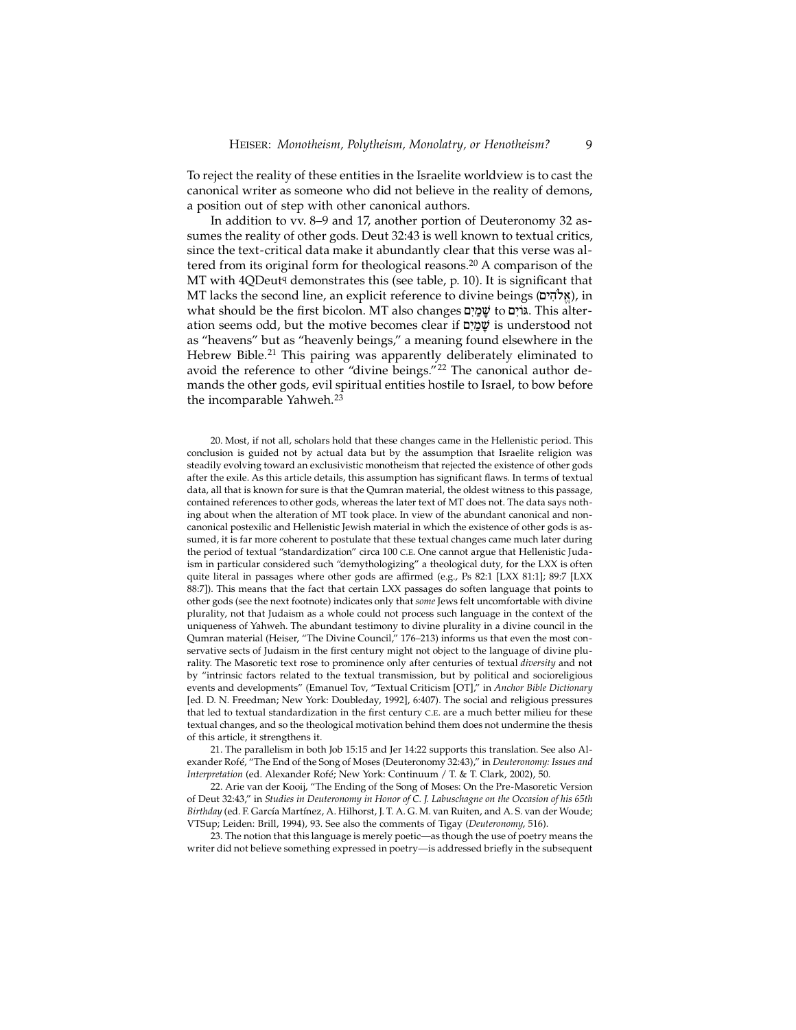To reject the reality of these entities in the Israelite worldview is to cast the canonical writer as someone who did not believe in the reality of demons, a position out of step with other canonical authors.

In addition to vv. 8–9 and 17, another portion of Deuteronomy 32 assumes the reality of other gods. Deut 32:43 is well known to textual critics, since the text-critical data make it abundantly clear that this verse was altered from its original form for theological reasons.[20] A comparison of the MT with 4QDeut[q] demonstrates this (see table, p. 10). It is significant that MT lacks the second line, an explicit reference to divine beings (אֱלֹהִים), in what should be the first bicolon. MT also changes שָׁמַיִם to גוֹיִם. This alteration seems odd, but the motive becomes clear if שָׁמַיִם is understood not as "heavens" but as "heavenly beings," a meaning found elsewhere in the Hebrew Bible.[21] This pairing was apparently deliberately eliminated to avoid the reference to other "divine beings."[22] The canonical author demands the other gods, evil spiritual entities hostile to Israel, to bow before the incomparable Yahweh.[23]

20. Most, if not all, scholars hold that these changes came in the Hellenistic period. This conclusion is guided not by actual data but by the assumption that Israelite religion was steadily evolving toward an exclusivistic monotheism that rejected the existence of other gods after the exile. As this article details, this assumption has significant flaws. In terms of textual data, all that is known for sure is that the Qumran material, the oldest witness to this passage, contained references to other gods, whereas the later text of MT does not. The data says nothing about when the alteration of MT took place. In view of the abundant canonical and noncanonical postexilic and Hellenistic Jewish material in which the existence of other gods is assumed, it is far more coherent to postulate that these textual changes came much later during the period of textual "standardization" circa 100 C.E. One cannot argue that Hellenistic Judaism in particular considered such "demythologizing" a theological duty, for the LXX is often quite literal in passages where other gods are affirmed (e.g., Ps 82:1 [LXX 81:1]; 89:7 [LXX 88:7]). This means that the fact that certain LXX passages do soften language that points to other gods (see the next footnote) indicates only that *some* Jews felt uncomfortable with divine plurality, not that Judaism as a whole could not process such language in the context of the uniqueness of Yahweh. The abundant testimony to divine plurality in a divine council in the Qumran material (Heiser, "The Divine Council," 176–213) informs us that even the most conservative sects of Judaism in the first century might not object to the language of divine plurality. The Masoretic text rose to prominence only after centuries of textual *diversity* and not by "intrinsic factors related to the textual transmission, but by political and socioreligious events and developments" (Emanuel Tov, "Textual Criticism [OT]," in *Anchor Bible Dictionary* [ed. D. N. Freedman; New York: Doubleday, 1992], 6:407). The social and religious pressures that led to textual standardization in the first century C.E. are a much better milieu for these textual changes, and so the theological motivation behind them does not undermine the thesis of this article, it strengthens it.

21. The parallelism in both Job 15:15 and Jer 14:22 supports this translation. See also Alexander Rofé, "The End of the Song of Moses (Deuteronomy 32:43)," in *Deuteronomy: Issues and Interpretation* (ed. Alexander Rofé; New York: Continuum / T. & T. Clark, 2002), 50.

22. Arie van der Kooij, "The Ending of the Song of Moses: On the Pre-Masoretic Version of Deut 32:43," in *Studies in Deuteronomy in Honor of C. J. Labuschagne on the Occasion of his 65th Birthday* (ed. F. García Martínez, A. Hilhorst, J. T. A. G. M. van Ruiten, and A. S. van der Woude; VTSup; Leiden: Brill, 1994), 93. See also the comments of Tigay (*Deuteronomy*, 516).

23. The notion that this language is merely poetic—as though the use of poetry means the writer did not believe something expressed in poetry—is addressed briefly in the subsequent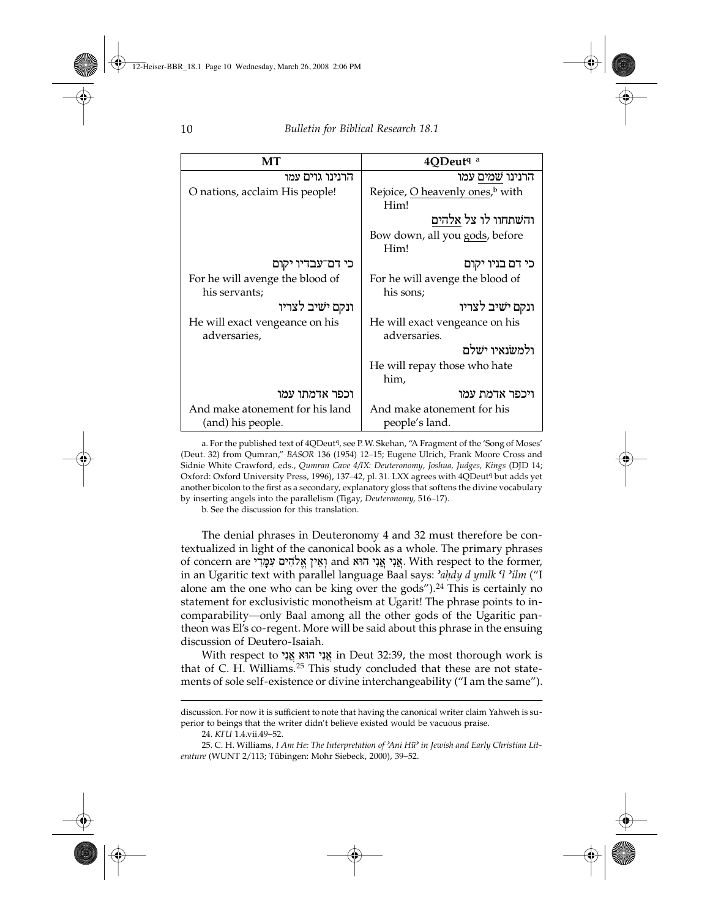| MT | 4QDeut[q] [a] |
|---|---|
| הרנינו גוים עמו | הרנינו שמים עמו |
| O nations, acclaim His people! | Rejoice, O heavenly ones,[b] with Him! |
| | והשתחוו לו צל אלהים |
| | Bow down, all you gods, before Him! |
| כי דם־עבדיו יקום | כי דם בניו יקום |
| For he will avenge the blood of his servants; | For he will avenge the blood of his sons; |
| ונקם ישיב לצריו | ונקם ישיב לצריו |
| He will exact vengeance on his adversaries, | He will exact vengeance on his adversaries. |
| | ולמשנאיו ישלם |
| | He will repay those who hate him, |
| וכפר אדמתו עמו | ויכפר אדמת עמו |
| And make atonement for his land (and) his people. | And make atonement for his people's land. |

a. For the published text of 4QDeut[q], see P. W. Skehan, "A Fragment of the 'Song of Moses' (Deut. 32) from Qumran," *BASOR* 136 (1954) 12–15; Eugene Ulrich, Frank Moore Cross and Sidnie White Crawford, eds., *Qumran Cave 4/IX: Deuteronomy, Joshua, Judges, Kings* (DJD 14; Oxford: Oxford University Press, 1996), 137–42, pl. 31. LXX agrees with 4QDeut[q] but adds yet another bicolon to the first as a secondary, explanatory gloss that softens the divine vocabulary by inserting angels into the parallelism (Tigay, *Deuteronomy*, 516–17).

b. See the discussion for this translation.

The denial phrases in Deuteronomy 4 and 32 must therefore be contextualized in light of the canonical book as a whole. The primary phrases of concern are וְאֵין אֱלֹהִים עִמָּדִי and אֲנִי אֲנִי הוּא. With respect to the former, in an Ugaritic text with parallel language Baal says: *ʾaḥdy d ymlk ʿl ʾilm* ("I alone am the one who can be king over the gods").[24] This is certainly no statement for exclusivistic monotheism at Ugarit! The phrase points to incomparability—only Baal among all the other gods of the Ugaritic pantheon was El's co-regent. More will be said about this phrase in the ensuing discussion of Deutero-Isaiah.

With respect to אֲנִי הוּא אֲנִי in Deut 32:39, the most thorough work is that of C. H. Williams.[25] This study concluded that these are not statements of sole self-existence or divine interchangeability ("I am the same").

discussion. For now it is sufficient to note that having the canonical writer claim Yahweh is superior to beings that the writer didn't believe existed would be vacuous praise.

24. *KTU* 1.4.vii.49–52.

25. C. H. Williams, *I Am He: The Interpretation of ʾAnî Hûʾ in Jewish and Early Christian Literature* (WUNT 2/113; Tübingen: Mohr Siebeck, 2000), 39–52.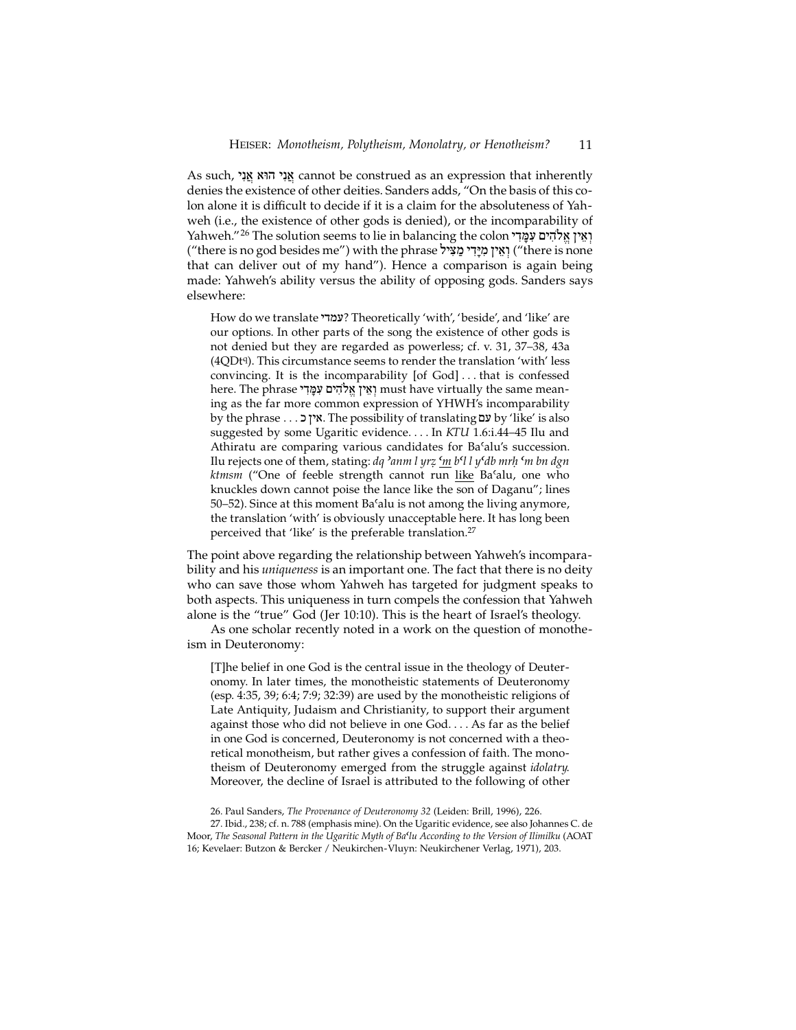As such, אֲנִי הוּא אֲנִי cannot be construed as an expression that inherently denies the existence of other deities. Sanders adds, "On the basis of this colon alone it is difficult to decide if it is a claim for the absoluteness of Yahweh (i.e., the existence of other gods is denied), or the incomparability of Yahweh."[26] The solution seems to lie in balancing the colon וְאֵין אֱלֹהִים עִמָּדִי ("there is no god besides me") with the phrase וְאֵין מִיָּדִי מַצִּיל ("there is none that can deliver out of my hand"). Hence a comparison is again being made: Yahweh's ability versus the ability of opposing gods. Sanders says elsewhere:

> How do we translate עמדי? Theoretically 'with', 'beside', and 'like' are our options. In other parts of the song the existence of other gods is not denied but they are regarded as powerless; cf. v. 31, 37–38, 43a (4QDt[q]). This circumstance seems to render the translation 'with' less convincing. It is the incomparability [of God] . . . that is confessed here. The phrase וְאֵין אֱלֹהִים עִמָּדִי must have virtually the same meaning as the far more common expression of YHWH's incomparability by the phrase . . . אין כ. The possibility of translating עם by 'like' is also suggested by some Ugaritic evidence. . . . In *KTU* 1.6:i.44–45 Ilu and Athiratu are comparing various candidates for Baʿalu's succession. Ilu rejects one of them, stating: *dq ʾanm l yrẓ* *<u>ʿm</u>* *bʿl l yʿdb mrḥ ʿm bn dgn ktmsm* ("One of feeble strength cannot run <u>like</u> Baʿalu, one who knuckles down cannot poise the lance like the son of Daganu"; lines 50–52). Since at this moment Baʿalu is not among the living anymore, the translation 'with' is obviously unacceptable here. It has long been perceived that 'like' is the preferable translation.[27]

The point above regarding the relationship between Yahweh's incomparability and his *uniqueness* is an important one. The fact that there is no deity who can save those whom Yahweh has targeted for judgment speaks to both aspects. This uniqueness in turn compels the confession that Yahweh alone is the "true" God (Jer 10:10). This is the heart of Israel's theology.

As one scholar recently noted in a work on the question of monotheism in Deuteronomy:

> [T]he belief in one God is the central issue in the theology of Deuteronomy. In later times, the monotheistic statements of Deuteronomy (esp. 4:35, 39; 6:4; 7:9; 32:39) are used by the monotheistic religions of Late Antiquity, Judaism and Christianity, to support their argument against those who did not believe in one God. . . . As far as the belief in one God is concerned, Deuteronomy is not concerned with a theoretical monotheism, but rather gives a confession of faith. The monotheism of Deuteronomy emerged from the struggle against *idolatry*. Moreover, the decline of Israel is attributed to the following of other

26. Paul Sanders, *The Provenance of Deuteronomy 32* (Leiden: Brill, 1996), 226.

27. Ibid., 238; cf. n. 788 (emphasis mine). On the Ugaritic evidence, see also Johannes C. de Moor, *The Seasonal Pattern in the Ugaritic Myth of Baʿlu According to the Version of Ilimilku* (AOAT 16; Kevelaer: Butzon & Bercker / Neukirchen-Vluyn: Neukirchener Verlag, 1971), 203.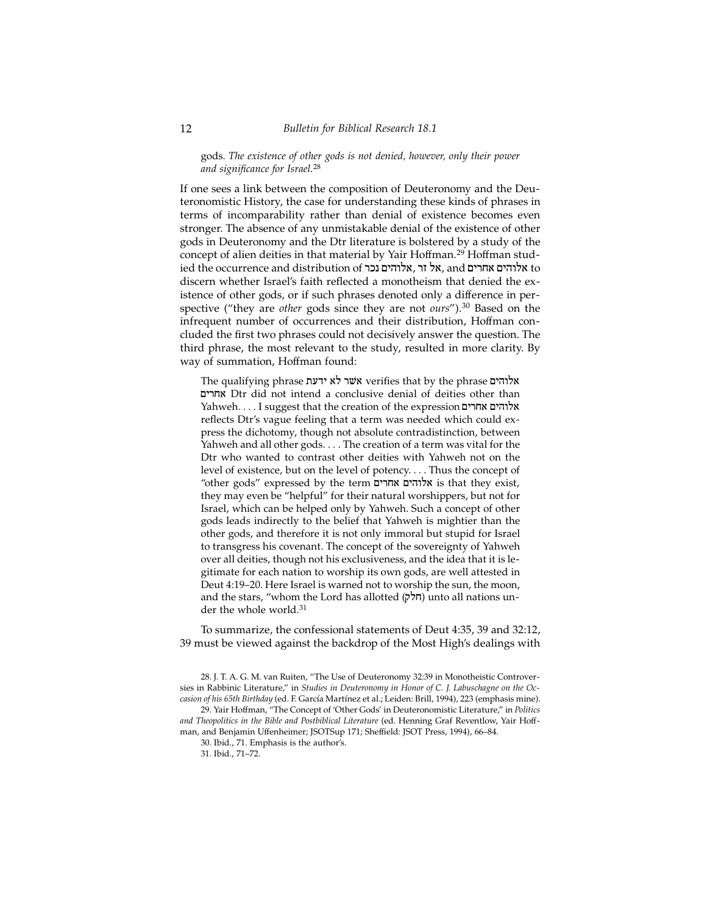gods. *The existence of other gods is not denied, however, only their power and significance for Israel*.[28]

If one sees a link between the composition of Deuteronomy and the Deuteronomistic History, the case for understanding these kinds of phrases in terms of incomparability rather than denial of existence becomes even stronger. The absence of any unmistakable denial of the existence of other gods in Deuteronomy and the Dtr literature is bolstered by a study of the concept of alien deities in that material by Yair Hoffman.[29] Hoffman studied the occurrence and distribution of אלוהים נכר, אל זר, and אלוהים אחרים to discern whether Israel's faith reflected a monotheism that denied the existence of other gods, or if such phrases denoted only a difference in perspective ("they are *other* gods since they are not *ours*").[30] Based on the infrequent number of occurrences and their distribution, Hoffman concluded the first two phrases could not decisively answer the question. The third phrase, the most relevant to the study, resulted in more clarity. By way of summation, Hoffman found:

> The qualifying phrase אשר לא ידעת verifies that by the phrase אלוהים אחרים Dtr did not intend a conclusive denial of deities other than Yahweh. . . . I suggest that the creation of the expression אלוהים אחרים reflects Dtr's vague feeling that a term was needed which could express the dichotomy, though not absolute contradistinction, between Yahweh and all other gods. . . . The creation of a term was vital for the Dtr who wanted to contrast other deities with Yahweh not on the level of existence, but on the level of potency. . . . Thus the concept of "other gods" expressed by the term אלוהים אחרים is that they exist, they may even be "helpful" for their natural worshippers, but not for Israel, which can be helped only by Yahweh. Such a concept of other gods leads indirectly to the belief that Yahweh is mightier than the other gods, and therefore it is not only immoral but stupid for Israel to transgress his covenant. The concept of the sovereignty of Yahweh over all deities, though not his exclusiveness, and the idea that it is legitimate for each nation to worship its own gods, are well attested in Deut 4:19–20. Here Israel is warned not to worship the sun, the moon, and the stars, "whom the Lord has allotted (חלק) unto all nations under the whole world.[31]

To summarize, the confessional statements of Deut 4:35, 39 and 32:12, 39 must be viewed against the backdrop of the Most High's dealings with

28. J. T. A. G. M. van Ruiten, "The Use of Deuteronomy 32:39 in Monotheistic Controversies in Rabbinic Literature," in *Studies in Deuteronomy in Honor of C. J. Labuschagne on the Occasion of his 65th Birthday* (ed. F. García Martínez et al.; Leiden: Brill, 1994), 223 (emphasis mine).

29. Yair Hoffman, "The Concept of 'Other Gods' in Deuteronomistic Literature," in *Politics and Theopolitics in the Bible and Postbiblical Literature* (ed. Henning Graf Reventlow, Yair Hoffman, and Benjamin Uffenheimer; JSOTSup 171; Sheffield: JSOT Press, 1994), 66–84.

30. Ibid., 71. Emphasis is the author's.

31. Ibid., 71–72.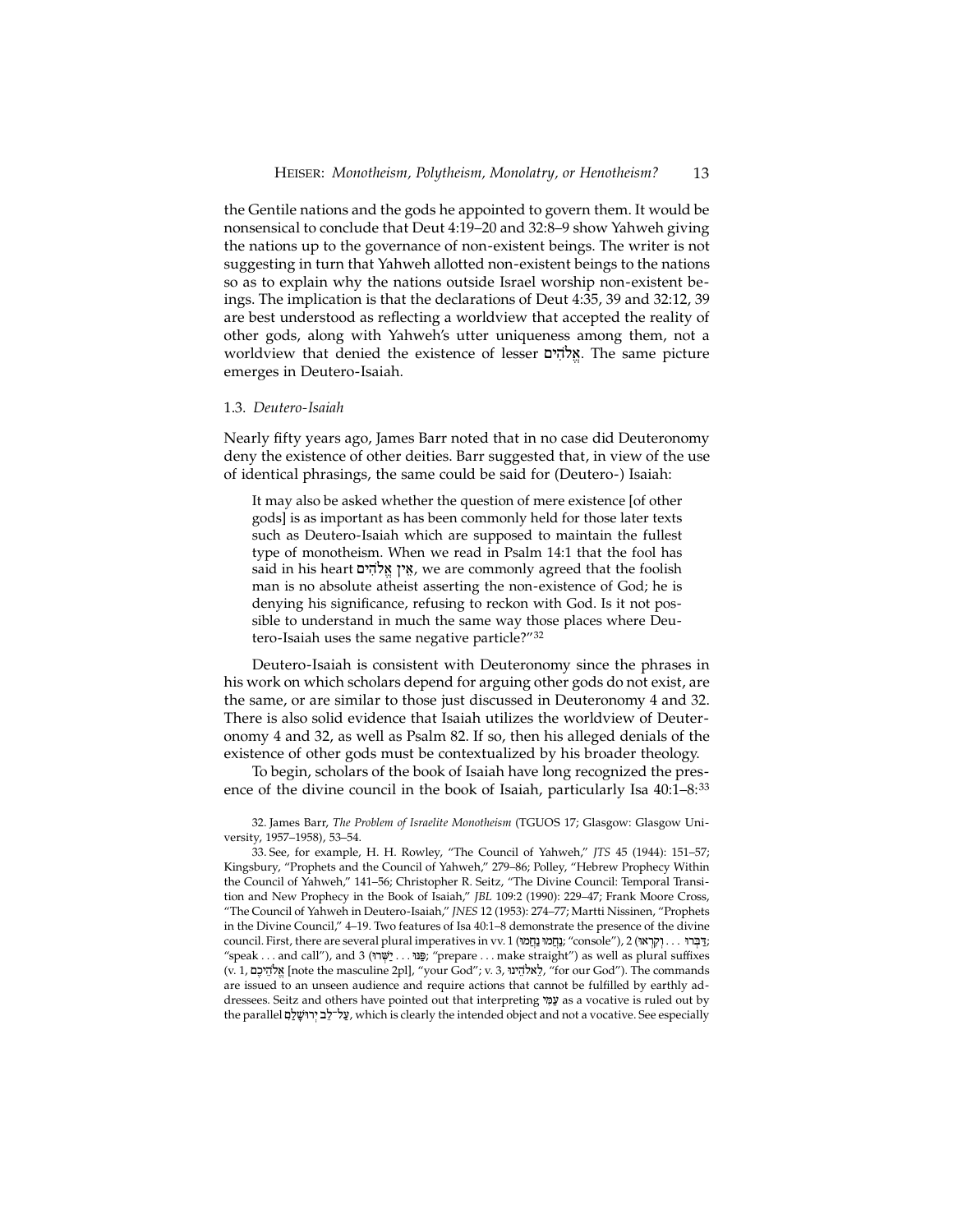the Gentile nations and the gods he appointed to govern them. It would be nonsensical to conclude that Deut 4:19–20 and 32:8–9 show Yahweh giving the nations up to the governance of non-existent beings. The writer is not suggesting in turn that Yahweh allotted non-existent beings to the nations so as to explain why the nations outside Israel worship non-existent beings. The implication is that the declarations of Deut 4:35, 39 and 32:12, 39 are best understood as reflecting a worldview that accepted the reality of other gods, along with Yahweh's utter uniqueness among them, not a worldview that denied the existence of lesser אֱלֹהִים. The same picture emerges in Deutero-Isaiah.

### 1.3. *Deutero-Isaiah*

Nearly fifty years ago, James Barr noted that in no case did Deuteronomy deny the existence of other deities. Barr suggested that, in view of the use of identical phrasings, the same could be said for (Deutero-) Isaiah:

> It may also be asked whether the question of mere existence [of other gods] is as important as has been commonly held for those later texts such as Deutero-Isaiah which are supposed to maintain the fullest type of monotheism. When we read in Psalm 14:1 that the fool has said in his heart אֵין אֱלֹהִים, we are commonly agreed that the foolish man is no absolute atheist asserting the non-existence of God; he is denying his significance, refusing to reckon with God. Is it not possible to understand in much the same way those places where Deutero-Isaiah uses the same negative particle?"[32]

Deutero-Isaiah is consistent with Deuteronomy since the phrases in his work on which scholars depend for arguing other gods do not exist, are the same, or are similar to those just discussed in Deuteronomy 4 and 32. There is also solid evidence that Isaiah utilizes the worldview of Deuteronomy 4 and 32, as well as Psalm 82. If so, then his alleged denials of the existence of other gods must be contextualized by his broader theology.

To begin, scholars of the book of Isaiah have long recognized the presence of the divine council in the book of Isaiah, particularly Isa 40:1–8:[33]

---

32. James Barr, *The Problem of Israelite Monotheism* (TGUOS 17; Glasgow: Glasgow University, 1957–1958), 53–54.

33. See, for example, H. H. Rowley, "The Council of Yahweh," *JTS* 45 (1944): 151–57; Kingsbury, "Prophets and the Council of Yahweh," 279–86; Polley, "Hebrew Prophecy Within the Council of Yahweh," 141–56; Christopher R. Seitz, "The Divine Council: Temporal Transition and New Prophecy in the Book of Isaiah," *JBL* 109:2 (1990): 229–47; Frank Moore Cross, "The Council of Yahweh in Deutero-Isaiah," *JNES* 12 (1953): 274–77; Martti Nissinen, "Prophets in the Divine Council," 4–19. Two features of Isa 40:1–8 demonstrate the presence of the divine council. First, there are several plural imperatives in vv. 1 (נַחֲמוּ נַחֲמוּ; "console"), 2 (דַּבְּרוּ . . . וְקִרְאוּ; "speak . . . and call"), and 3 (פַּנּוּ . . . יַשְּׁרוּ; "prepare . . . make straight") as well as plural suffixes (v. 1, אֱלֹהֵיכֶם [note the masculine 2pl], "your God"; v. 3, לֵאלֹהֵינוּ, "for our God"). The commands are issued to an unseen audience and require actions that cannot be fulfilled by earthly addressees. Seitz and others have pointed out that interpreting עַמִּי as a vocative is ruled out by the parallel עַל־לֵב יְרוּשָׁלַםִ, which is clearly the intended object and not a vocative. See especially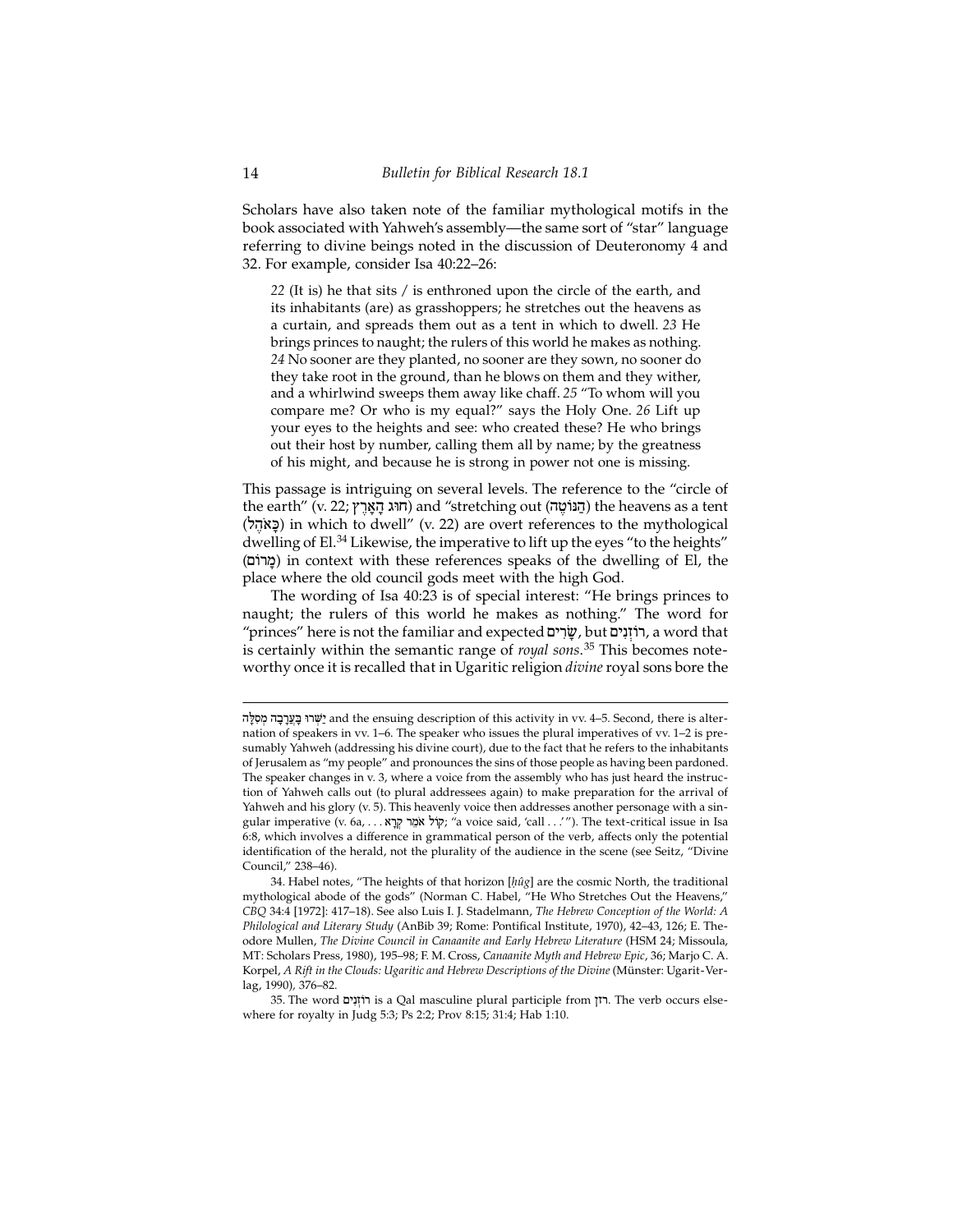Scholars have also taken note of the familiar mythological motifs in the book associated with Yahweh's assembly—the same sort of "star" language referring to divine beings noted in the discussion of Deuteronomy 4 and 32. For example, consider Isa 40:22–26:

> *22* (It is) he that sits / is enthroned upon the circle of the earth, and its inhabitants (are) as grasshoppers; he stretches out the heavens as a curtain, and spreads them out as a tent in which to dwell. *23* He brings princes to naught; the rulers of this world he makes as nothing. *24* No sooner are they planted, no sooner are they sown, no sooner do they take root in the ground, than he blows on them and they wither, and a whirlwind sweeps them away like chaff. *25* "To whom will you compare me? Or who is my equal?" says the Holy One. *26* Lift up your eyes to the heights and see: who created these? He who brings out their host by number, calling them all by name; by the greatness of his might, and because he is strong in power not one is missing.

This passage is intriguing on several levels. The reference to the "circle of the earth" (v. 22; חוּג הָאָרֶץ) and "stretching out (הַנּוֹטֶה) the heavens as a tent (כָּאֹהֶל) in which to dwell" (v. 22) are overt references to the mythological dwelling of El.[34] Likewise, the imperative to lift up the eyes "to the heights" (מָרוֹם) in context with these references speaks of the dwelling of El, the place where the old council gods meet with the high God.

The wording of Isa 40:23 is of special interest: "He brings princes to naught; the rulers of this world he makes as nothing." The word for "princes" here is not the familiar and expected שָׂרִים, but רוֹזְנִים, a word that is certainly within the semantic range of *royal sons*.[35] This becomes noteworthy once it is recalled that in Ugaritic religion *divine* royal sons bore the

---

יַשְּׁרוּ בָּעֲרָבָה מְסִלָּה and the ensuing description of this activity in vv. 4–5. Second, there is alternation of speakers in vv. 1–6. The speaker who issues the plural imperatives of vv. 1–2 is presumably Yahweh (addressing his divine court), due to the fact that he refers to the inhabitants of Jerusalem as "my people" and pronounces the sins of those people as having been pardoned. The speaker changes in v. 3, where a voice from the assembly who has just heard the instruction of Yahweh calls out (to plural addressees again) to make preparation for the arrival of Yahweh and his glory (v. 5). This heavenly voice then addresses another personage with a singular imperative (v. 6a, . . . קוֹל אֹמֵר קְרָא; "a voice said, 'call . . .'"). The text-critical issue in Isa 6:8, which involves a difference in grammatical person of the verb, affects only the potential identification of the herald, not the plurality of the audience in the scene (see Seitz, "Divine Council," 238–46).

34. Habel notes, "The heights of that horizon [*ḥûg*] are the cosmic North, the traditional mythological abode of the gods" (Norman C. Habel, "He Who Stretches Out the Heavens," *CBQ* 34:4 [1972]: 417–18). See also Luis I. J. Stadelmann, *The Hebrew Conception of the World: A Philological and Literary Study* (AnBib 39; Rome: Pontifical Institute, 1970), 42–43, 126; E. Theodore Mullen, *The Divine Council in Canaanite and Early Hebrew Literature* (HSM 24; Missoula, MT: Scholars Press, 1980), 195–98; F. M. Cross, *Canaanite Myth and Hebrew Epic*, 36; Marjo C. A. Korpel, *A Rift in the Clouds: Ugaritic and Hebrew Descriptions of the Divine* (Münster: Ugarit-Verlag, 1990), 376–82.

35. The word רוֹזְנִים is a Qal masculine plural participle from רזן. The verb occurs elsewhere for royalty in Judg 5:3; Ps 2:2; Prov 8:15; 31:4; Hab 1:10.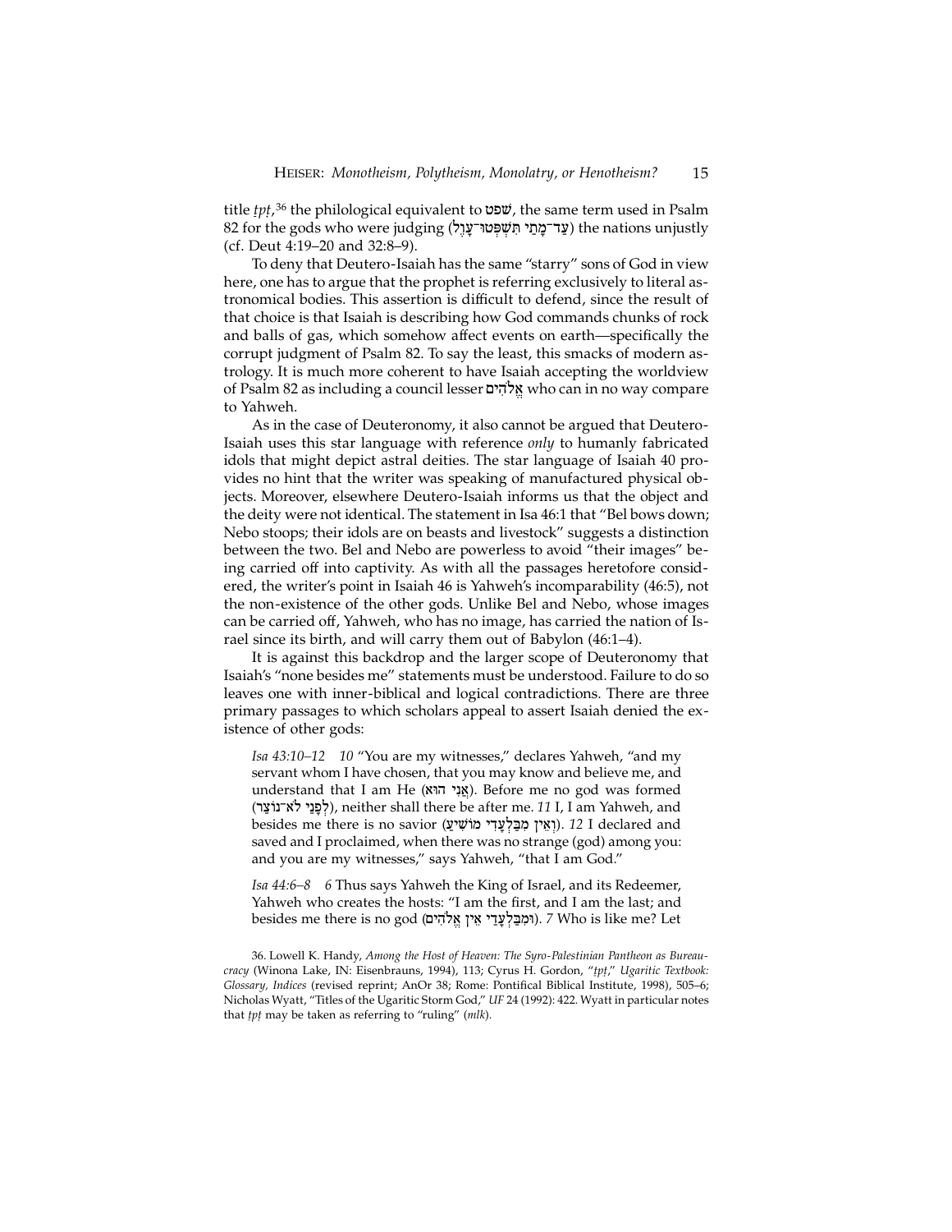title *ṯpṭ*,[36] the philological equivalent to שפט, the same term used in Psalm 82 for the gods who were judging (עַד־מָתַי תִּשְׁפְּטוּ־עָוֶל) the nations unjustly (cf. Deut 4:19–20 and 32:8–9).

To deny that Deutero-Isaiah has the same "starry" sons of God in view here, one has to argue that the prophet is referring exclusively to literal astronomical bodies. This assertion is difficult to defend, since the result of that choice is that Isaiah is describing how God commands chunks of rock and balls of gas, which somehow affect events on earth—specifically the corrupt judgment of Psalm 82. To say the least, this smacks of modern astrology. It is much more coherent to have Isaiah accepting the worldview of Psalm 82 as including a council lesser אֱלֹהִים who can in no way compare to Yahweh.

As in the case of Deuteronomy, it also cannot be argued that Deutero-Isaiah uses this star language with reference *only* to humanly fabricated idols that might depict astral deities. The star language of Isaiah 40 provides no hint that the writer was speaking of manufactured physical objects. Moreover, elsewhere Deutero-Isaiah informs us that the object and the deity were not identical. The statement in Isa 46:1 that "Bel bows down; Nebo stoops; their idols are on beasts and livestock" suggests a distinction between the two. Bel and Nebo are powerless to avoid "their images" being carried off into captivity. As with all the passages heretofore considered, the writer's point in Isaiah 46 is Yahweh's incomparability (46:5), not the non-existence of the other gods. Unlike Bel and Nebo, whose images can be carried off, Yahweh, who has no image, has carried the nation of Israel since its birth, and will carry them out of Babylon (46:1–4).

It is against this backdrop and the larger scope of Deuteronomy that Isaiah's "none besides me" statements must be understood. Failure to do so leaves one with inner-biblical and logical contradictions. There are three primary passages to which scholars appeal to assert Isaiah denied the existence of other gods:

> *Isa 43:10–12* *10* "You are my witnesses," declares Yahweh, "and my servant whom I have chosen, that you may know and believe me, and understand that I am He (אֲנִי הוּא). Before me no god was formed (לְפָנַי לֹא־נוֹצַר), neither shall there be after me. *11* I, I am Yahweh, and besides me there is no savior (וְאֵין מִבַּלְעָדַי מוֹשִׁיעַ). *12* I declared and saved and I proclaimed, when there was no strange (god) among you: and you are my witnesses," says Yahweh, "that I am God."

> *Isa 44:6–8* *6* Thus says Yahweh the King of Israel, and its Redeemer, Yahweh who creates the hosts: "I am the first, and I am the last; and besides me there is no god (וּמִבַּלְעָדַי אֵין אֱלֹהִים). *7* Who is like me? Let

36. Lowell K. Handy, *Among the Host of Heaven: The Syro-Palestinian Pantheon as Bureaucracy* (Winona Lake, IN: Eisenbrauns, 1994), 113; Cyrus H. Gordon, "*ṯpṭ*," *Ugaritic Textbook: Glossary, Indices* (revised reprint; AnOr 38; Rome: Pontifical Biblical Institute, 1998), 505–6; Nicholas Wyatt, "Titles of the Ugaritic Storm God," *UF* 24 (1992): 422. Wyatt in particular notes that *ṯpṭ* may be taken as referring to "ruling" (*mlk*).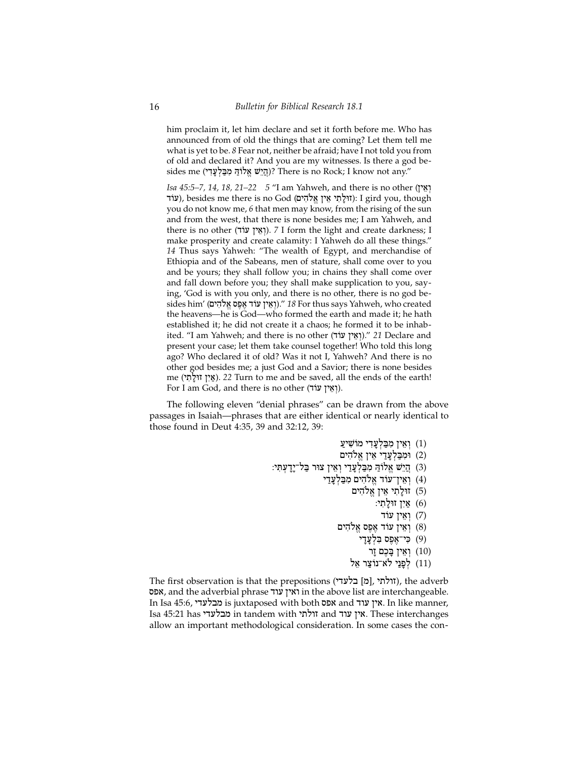him proclaim it, let him declare and set it forth before me. Who has announced from of old the things that are coming? Let them tell me what is yet to be. *8* Fear not, neither be afraid; have I not told you from of old and declared it? And you are my witnesses. Is there a god besides me (הֲיֵשׁ אֱלוֹהַּ מִבַּלְעָדַי)? There is no Rock; I know not any."

*Isa 45:5–7, 14, 18, 21–22* *5* "I am Yahweh, and there is no other (וְאֵין עוֹד), besides me there is no God (זוּלָתִי אֵין אֱלֹהִים): I gird you, though you do not know me, *6* that men may know, from the rising of the sun and from the west, that there is none besides me; I am Yahweh, and there is no other (וְאֵין עוֹד). *7* I form the light and create darkness; I make prosperity and create calamity: I Yahweh do all these things." *14* Thus says Yahweh: "The wealth of Egypt, and merchandise of Ethiopia and of the Sabeans, men of stature, shall come over to you and be yours; they shall follow you; in chains they shall come over and fall down before you; they shall make supplication to you, saying, 'God is with you only, and there is no other, there is no god besides him' (וְאֵין עוֹד אֶפֶס אֱלֹהִים)." *18* For thus says Yahweh, who created the heavens—he is God—who formed the earth and made it; he hath established it; he did not create it a chaos; he formed it to be inhabited. "I am Yahweh; and there is no other (וְאֵין עוֹד)." *21* Declare and present your case; let them take counsel together! Who told this long ago? Who declared it of old? Was it not I, Yahweh? And there is no other god besides me; a just God and a Savior; there is none besides me (אַיִן זוּלָתִי). *22* Turn to me and be saved, all the ends of the earth! For I am God, and there is no other (וְאֵין עוֹד).

The following eleven "denial phrases" can be drawn from the above passages in Isaiah—phrases that are either identical or nearly identical to those found in Deut 4:35, 39 and 32:12, 39:

(1) וְאֵין מִבַּלְעָדַי מוֹשִׁיעַ
(2) וּמִבַּלְעָדַי אֵין אֱלֹהִים
(3) הֲיֵשׁ אֱלוֹהַּ מִבַּלְעָדַי וְאֵין צוּר בַּל־יָדָעְתִּי׃
(4) וְאֵין־עוֹד אֱלֹהִים מִבַּלְעָדַי
(5) זוּלָתִי אֵין אֱלֹהִים
(6) אַיִן זוּלָתִי׃
(7) וְאֵין עוֹד
(8) וְאֵין עוֹד אֶפֶס אֱלֹהִים
(9) כִּי־אֶפֶס בִּלְעָדַי
(10) וְאֵין בָּכֶם זָר
(11) לְפָנַי לֹא־נוֹצַר אֵל

The first observation is that the prepositions (זולתי, [מ] בלעדי), the adverb אפס, and the adverbial phrase ואין עוד in the above list are interchangeable. In Isa 45:6, מבלעדי is juxtaposed with both אפס and אין עוד. In like manner, Isa 45:21 has מבלעדי in tandem with זולתי and אין עוד. These interchanges allow an important methodological consideration. In some cases the con-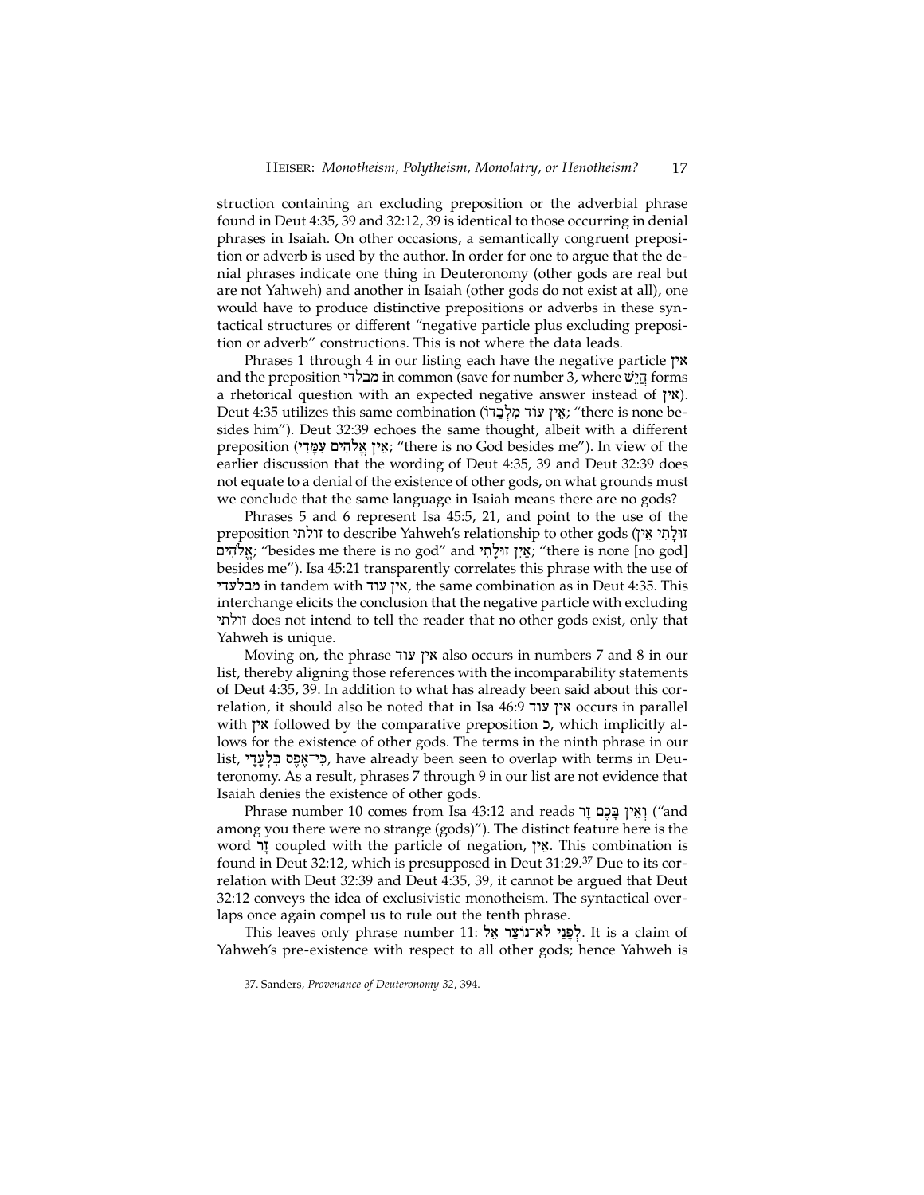struction containing an excluding preposition or the adverbial phrase found in Deut 4:35, 39 and 32:12, 39 is identical to those occurring in denial phrases in Isaiah. On other occasions, a semantically congruent preposition or adverb is used by the author. In order for one to argue that the denial phrases indicate one thing in Deuteronomy (other gods are real but are not Yahweh) and another in Isaiah (other gods do not exist at all), one would have to produce distinctive prepositions or adverbs in these syntactical structures or different "negative particle plus excluding preposition or adverb" constructions. This is not where the data leads.

Phrases 1 through 4 in our listing each have the negative particle אין and the preposition מבלדי in common (save for number 3, where הֲיֵשׁ forms a rhetorical question with an expected negative answer instead of אין). Deut 4:35 utilizes this same combination (אֵין עוֹד מִלְבַדּוֹ; "there is none besides him"). Deut 32:39 echoes the same thought, albeit with a different preposition (אֵין אֱלֹהִים עִמָּדִי; "there is no God besides me"). In view of the earlier discussion that the wording of Deut 4:35, 39 and Deut 32:39 does not equate to a denial of the existence of other gods, on what grounds must we conclude that the same language in Isaiah means there are no gods?

Phrases 5 and 6 represent Isa 45:5, 21, and point to the use of the preposition זולתי to describe Yahweh's relationship to other gods (זוּלָתִי אֵין אֱלֹהִים; "besides me there is no god" and אֵין זוּלָתִי; "there is none [no god] besides me"). Isa 45:21 transparently correlates this phrase with the use of מבלעדי in tandem with אין עוד, the same combination as in Deut 4:35. This interchange elicits the conclusion that the negative particle with excluding זולתי does not intend to tell the reader that no other gods exist, only that Yahweh is unique.

Moving on, the phrase אין עוד also occurs in numbers 7 and 8 in our list, thereby aligning those references with the incomparability statements of Deut 4:35, 39. In addition to what has already been said about this correlation, it should also be noted that in Isa 46:9 אין עוד occurs in parallel with אין followed by the comparative preposition כ, which implicitly allows for the existence of other gods. The terms in the ninth phrase in our list, כִּי־אֶפֶס בִּלְעָדָי, have already been seen to overlap with terms in Deuteronomy. As a result, phrases 7 through 9 in our list are not evidence that Isaiah denies the existence of other gods.

Phrase number 10 comes from Isa 43:12 and reads וְאֵין בָּכֶם זָר ("and among you there were no strange (gods)"). The distinct feature here is the word זָר coupled with the particle of negation, אֵין. This combination is found in Deut 32:12, which is presupposed in Deut 31:29.[37] Due to its correlation with Deut 32:39 and Deut 4:35, 39, it cannot be argued that Deut 32:12 conveys the idea of exclusivistic monotheism. The syntactical overlaps once again compel us to rule out the tenth phrase.

This leaves only phrase number 11: לְפָנַי לֹא־נוֹצַר אֵל. It is a claim of Yahweh's pre-existence with respect to all other gods; hence Yahweh is

37. Sanders, *Provenance of Deuteronomy 32*, 394.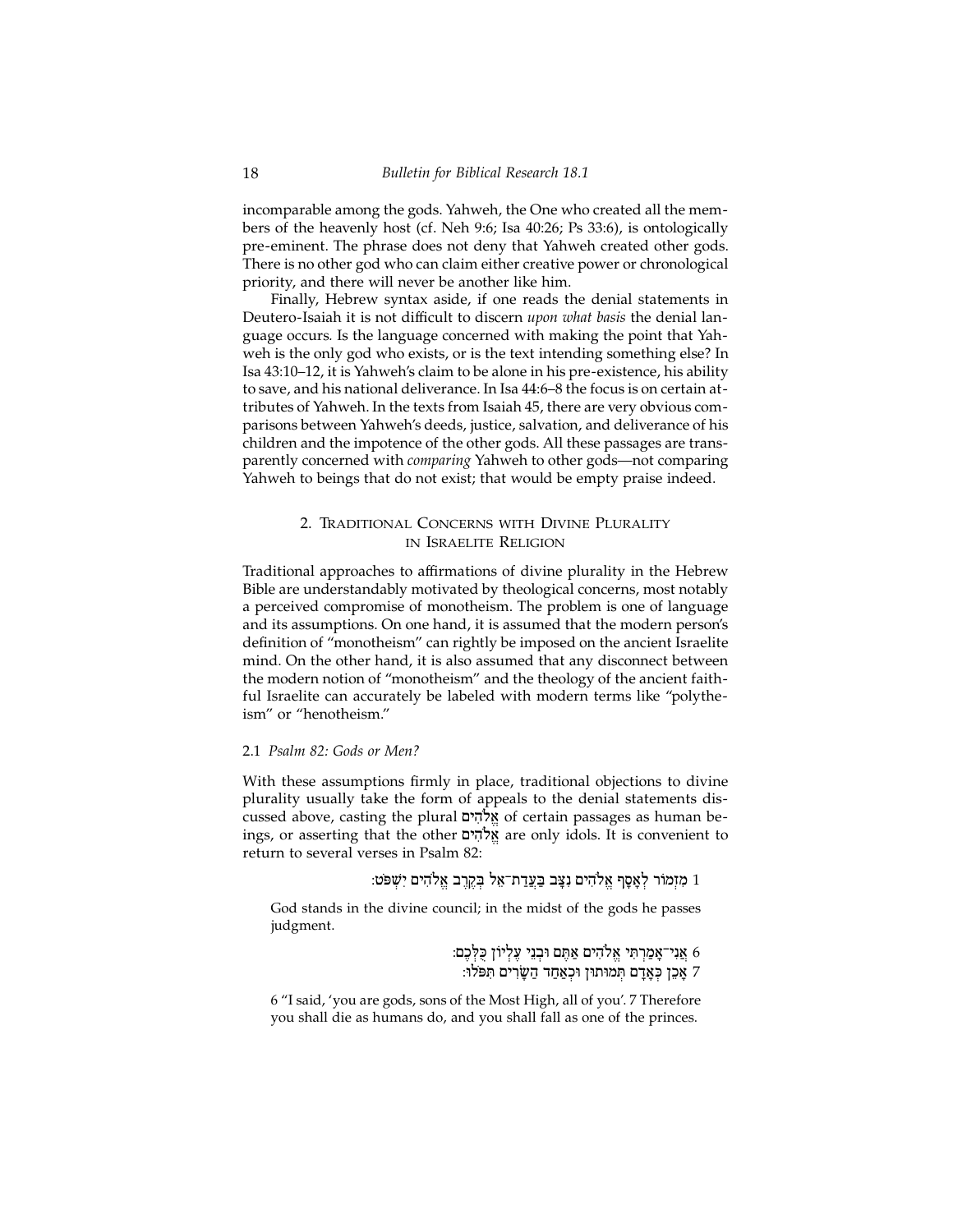incomparable among the gods. Yahweh, the One who created all the members of the heavenly host (cf. Neh 9:6; Isa 40:26; Ps 33:6), is ontologically pre-eminent. The phrase does not deny that Yahweh created other gods. There is no other god who can claim either creative power or chronological priority, and there will never be another like him.

Finally, Hebrew syntax aside, if one reads the denial statements in Deutero-Isaiah it is not difficult to discern *upon what basis* the denial language occurs. Is the language concerned with making the point that Yahweh is the only god who exists, or is the text intending something else? In Isa 43:10–12, it is Yahweh's claim to be alone in his pre-existence, his ability to save, and his national deliverance. In Isa 44:6–8 the focus is on certain attributes of Yahweh. In the texts from Isaiah 45, there are very obvious comparisons between Yahweh's deeds, justice, salvation, and deliverance of his children and the impotence of the other gods. All these passages are transparently concerned with *comparing* Yahweh to other gods—not comparing Yahweh to beings that do not exist; that would be empty praise indeed.

## 2. Traditional Concerns with Divine Plurality in Israelite Religion

Traditional approaches to affirmations of divine plurality in the Hebrew Bible are understandably motivated by theological concerns, most notably a perceived compromise of monotheism. The problem is one of language and its assumptions. On one hand, it is assumed that the modern person's definition of "monotheism" can rightly be imposed on the ancient Israelite mind. On the other hand, it is also assumed that any disconnect between the modern notion of "monotheism" and the theology of the ancient faithful Israelite can accurately be labeled with modern terms like "polytheism" or "henotheism."

### 2.1 *Psalm 82: Gods or Men?*

With these assumptions firmly in place, traditional objections to divine plurality usually take the form of appeals to the denial statements discussed above, casting the plural אֱלֹהִים of certain passages as human beings, or asserting that the other אֱלֹהִים are only idols. It is convenient to return to several verses in Psalm 82:

1 מִזְמוֹר לְאָסָף אֱלֹהִים נִצָּב בַּעֲדַת־אֵל בְּקֶרֶב אֱלֹהִים יִשְׁפֹּט׃

God stands in the divine council; in the midst of the gods he passes judgment.

6 אֲנִי־אָמַרְתִּי אֱלֹהִים אַתֶּם וּבְנֵי עֶלְיוֹן כֻּלְּכֶם׃
7 אָכֵן כְּאָדָם תְּמוּתוּן וּכְאַחַד הַשָּׂרִים תִּפֹּלוּ׃

6 "I said, 'you are gods, sons of the Most High, all of you'. 7 Therefore you shall die as humans do, and you shall fall as one of the princes.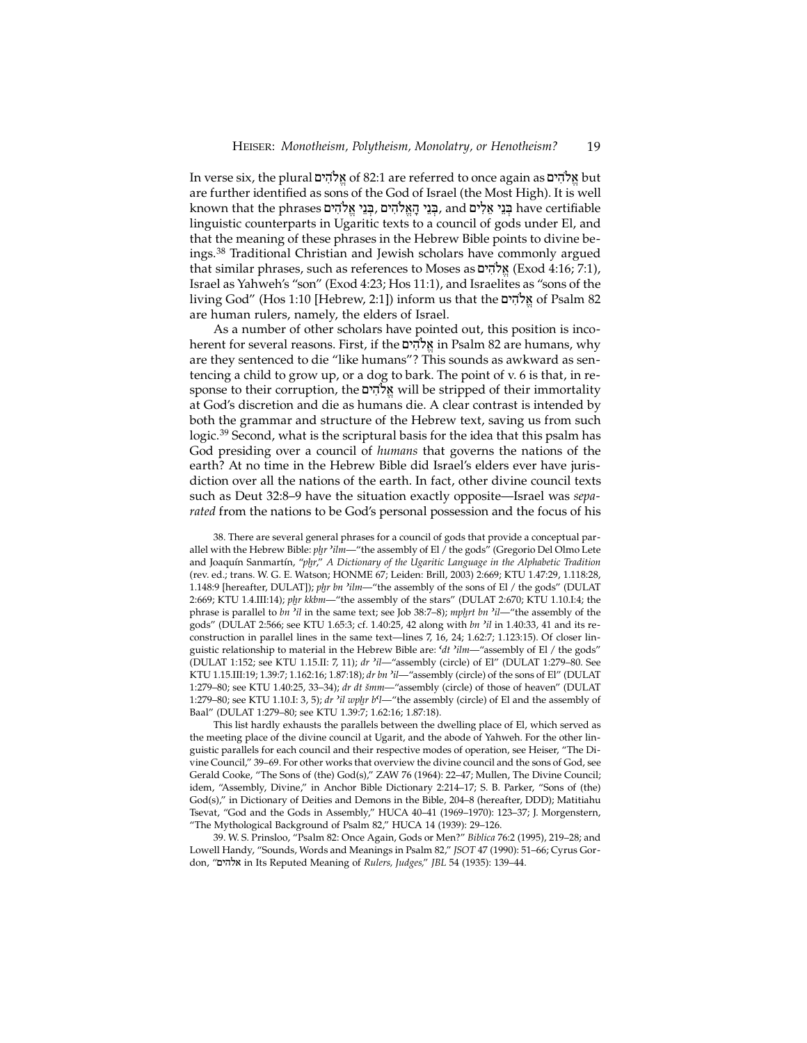In verse six, the plural אֱלֹהִים of 82:1 are referred to once again as אֱלֹהִים but are further identified as sons of the God of Israel (the Most High). It is well known that the phrases בְּנֵי אֱלֹהִים, בְּנֵי הָאֱלֹהִים, and בְּנֵי אֵלִים have certifiable linguistic counterparts in Ugaritic texts to a council of gods under El, and that the meaning of these phrases in the Hebrew Bible points to divine beings.[38] Traditional Christian and Jewish scholars have commonly argued that similar phrases, such as references to Moses as אֱלֹהִים (Exod 4:16; 7:1), Israel as Yahweh's "son" (Exod 4:23; Hos 11:1), and Israelites as "sons of the living God" (Hos 1:10 [Hebrew, 2:1]) inform us that the אֱלֹהִים of Psalm 82 are human rulers, namely, the elders of Israel.

As a number of other scholars have pointed out, this position is incoherent for several reasons. First, if the אֱלֹהִים in Psalm 82 are humans, why are they sentenced to die "like humans"? This sounds as awkward as sentencing a child to grow up, or a dog to bark. The point of v. 6 is that, in response to their corruption, the אֱלֹהִים will be stripped of their immortality at God's discretion and die as humans die. A clear contrast is intended by both the grammar and structure of the Hebrew text, saving us from such logic.[39] Second, what is the scriptural basis for the idea that this psalm has God presiding over a council of *humans* that governs the nations of the earth? At no time in the Hebrew Bible did Israel's elders ever have jurisdiction over all the nations of the earth. In fact, other divine council texts such as Deut 32:8–9 have the situation exactly opposite—Israel was *separated* from the nations to be God's personal possession and the focus of his

38. There are several general phrases for a council of gods that provide a conceptual parallel with the Hebrew Bible: *pḫr ʾilm*—"the assembly of El / the gods" (Gregorio Del Olmo Lete and Joaquín Sanmartín, "*pḫr*," *A Dictionary of the Ugaritic Language in the Alphabetic Tradition* (rev. ed.; trans. W. G. E. Watson; HONME 67; Leiden: Brill, 2003) 2:669; KTU 1.47:29, 1.118:28, 1.148:9 [hereafter, DULAT]); *pḫr bn ʾilm*—"the assembly of the sons of El / the gods" (DULAT 2:669; KTU 1.4.III:14); *pḫr kkbm*—"the assembly of the stars" (DULAT 2:670; KTU 1.10.I:4; the phrase is parallel to *bn ʾil* in the same text; see Job 38:7–8); *mpḫrt bn ʾil*—"the assembly of the gods" (DULAT 2:566; see KTU 1.65:3; cf. 1.40:25, 42 along with *bn ʾil* in 1.40:33, 41 and its reconstruction in parallel lines in the same text—lines 7, 16, 24; 1.62:7; 1.123:15). Of closer linguistic relationship to material in the Hebrew Bible are: *ʿdt ʾilm*—"assembly of El / the gods" (DULAT 1:152; see KTU 1.15.II: 7, 11); *dr ʾil*—"assembly (circle) of El" (DULAT 1:279–80. See KTU 1.15.III:19; 1.39:7; 1.162:16; 1.87:18); *dr bn ʾil*—"assembly (circle) of the sons of El" (DULAT 1:279–80; see KTU 1.40:25, 33–34); *dr dt šmm*—"assembly (circle) of those of heaven" (DULAT 1:279–80; see KTU 1.10.I: 3, 5); *dr ʾil wpḫr bʿl*—"the assembly (circle) of El and the assembly of Baal" (DULAT 1:279–80; see KTU 1.39:7; 1.62:16; 1.87:18).

This list hardly exhausts the parallels between the dwelling place of El, which served as the meeting place of the divine council at Ugarit, and the abode of Yahweh. For the other linguistic parallels for each council and their respective modes of operation, see Heiser, "The Divine Council," 39–69. For other works that overview the divine council and the sons of God, see Gerald Cooke, "The Sons of (the) God(s)," ZAW 76 (1964): 22–47; Mullen, The Divine Council; idem, "Assembly, Divine," in Anchor Bible Dictionary 2:214–17; S. B. Parker, "Sons of (the) God(s)," in Dictionary of Deities and Demons in the Bible, 204–8 (hereafter, DDD); Matitiahu Tsevat, "God and the Gods in Assembly," HUCA 40–41 (1969–1970): 123–37; J. Morgenstern, "The Mythological Background of Psalm 82," HUCA 14 (1939): 29–126.

39. W. S. Prinsloo, "Psalm 82: Once Again, Gods or Men?" *Biblica* 76:2 (1995), 219–28; and Lowell Handy, "Sounds, Words and Meanings in Psalm 82," *JSOT* 47 (1990): 51–66; Cyrus Gordon, "אלהים in Its Reputed Meaning of *Rulers, Judges*," *JBL* 54 (1935): 139–44.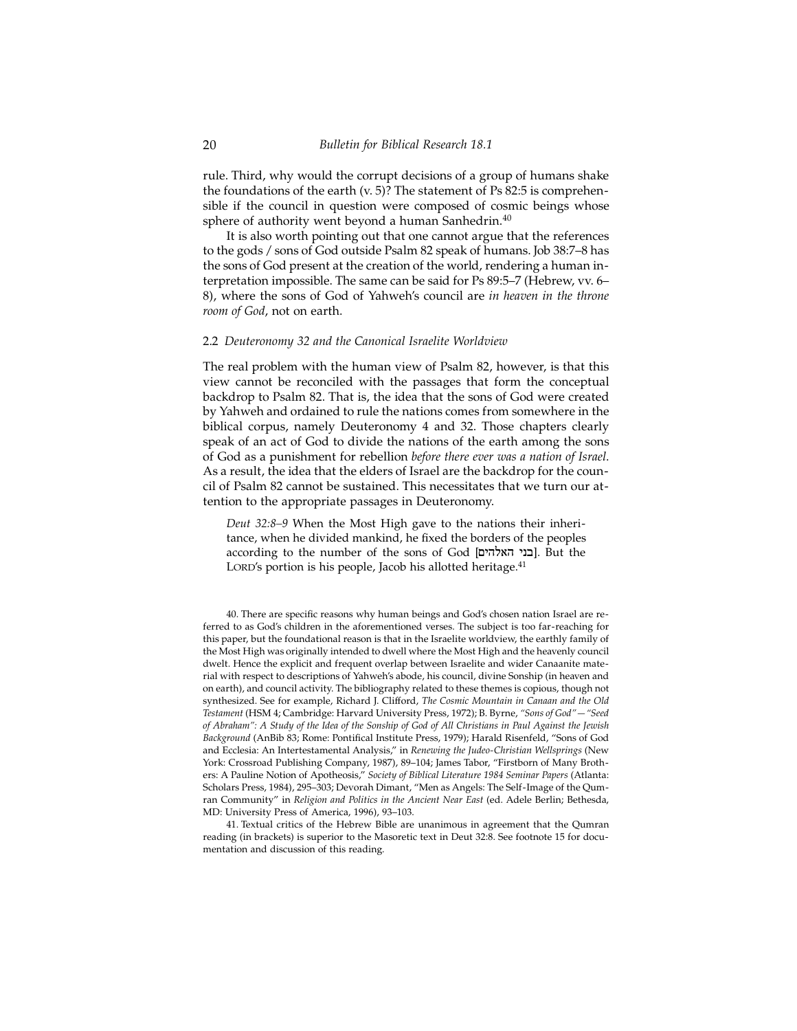rule. Third, why would the corrupt decisions of a group of humans shake the foundations of the earth (v. 5)? The statement of Ps 82:5 is comprehensible if the council in question were composed of cosmic beings whose sphere of authority went beyond a human Sanhedrin.[40]

It is also worth pointing out that one cannot argue that the references to the gods / sons of God outside Psalm 82 speak of humans. Job 38:7–8 has the sons of God present at the creation of the world, rendering a human interpretation impossible. The same can be said for Ps 89:5–7 (Hebrew, vv. 6–8), where the sons of God of Yahweh's council are *in heaven in the throne room of God*, not on earth.

### 2.2 *Deuteronomy 32 and the Canonical Israelite Worldview*

The real problem with the human view of Psalm 82, however, is that this view cannot be reconciled with the passages that form the conceptual backdrop to Psalm 82. That is, the idea that the sons of God were created by Yahweh and ordained to rule the nations comes from somewhere in the biblical corpus, namely Deuteronomy 4 and 32. Those chapters clearly speak of an act of God to divide the nations of the earth among the sons of God as a punishment for rebellion *before there ever was a nation of Israel.* As a result, the idea that the elders of Israel are the backdrop for the council of Psalm 82 cannot be sustained. This necessitates that we turn our attention to the appropriate passages in Deuteronomy.

> *Deut 32:8–9* When the Most High gave to the nations their inheritance, when he divided mankind, he fixed the borders of the peoples according to the number of the sons of God [בני האלהים]. But the LORD's portion is his people, Jacob his allotted heritage.[41]

40. There are specific reasons why human beings and God's chosen nation Israel are referred to as God's children in the aforementioned verses. The subject is too far-reaching for this paper, but the foundational reason is that in the Israelite worldview, the earthly family of the Most High was originally intended to dwell where the Most High and the heavenly council dwelt. Hence the explicit and frequent overlap between Israelite and wider Canaanite material with respect to descriptions of Yahweh's abode, his council, divine Sonship (in heaven and on earth), and council activity. The bibliography related to these themes is copious, though not synthesized. See for example, Richard J. Clifford, *The Cosmic Mountain in Canaan and the Old Testament* (HSM 4; Cambridge: Harvard University Press, 1972); B. Byrne, *"Sons of God"—"Seed of Abraham": A Study of the Idea of the Sonship of God of All Christians in Paul Against the Jewish Background* (AnBib 83; Rome: Pontifical Institute Press, 1979); Harald Risenfeld, "Sons of God and Ecclesia: An Intertestamental Analysis," in *Renewing the Judeo-Christian Wellsprings* (New York: Crossroad Publishing Company, 1987), 89–104; James Tabor, "Firstborn of Many Brothers: A Pauline Notion of Apotheosis," *Society of Biblical Literature 1984 Seminar Papers* (Atlanta: Scholars Press, 1984), 295–303; Devorah Dimant, "Men as Angels: The Self-Image of the Qumran Community" in *Religion and Politics in the Ancient Near East* (ed. Adele Berlin; Bethesda, MD: University Press of America, 1996), 93–103.

41. Textual critics of the Hebrew Bible are unanimous in agreement that the Qumran reading (in brackets) is superior to the Masoretic text in Deut 32:8. See footnote 15 for documentation and discussion of this reading.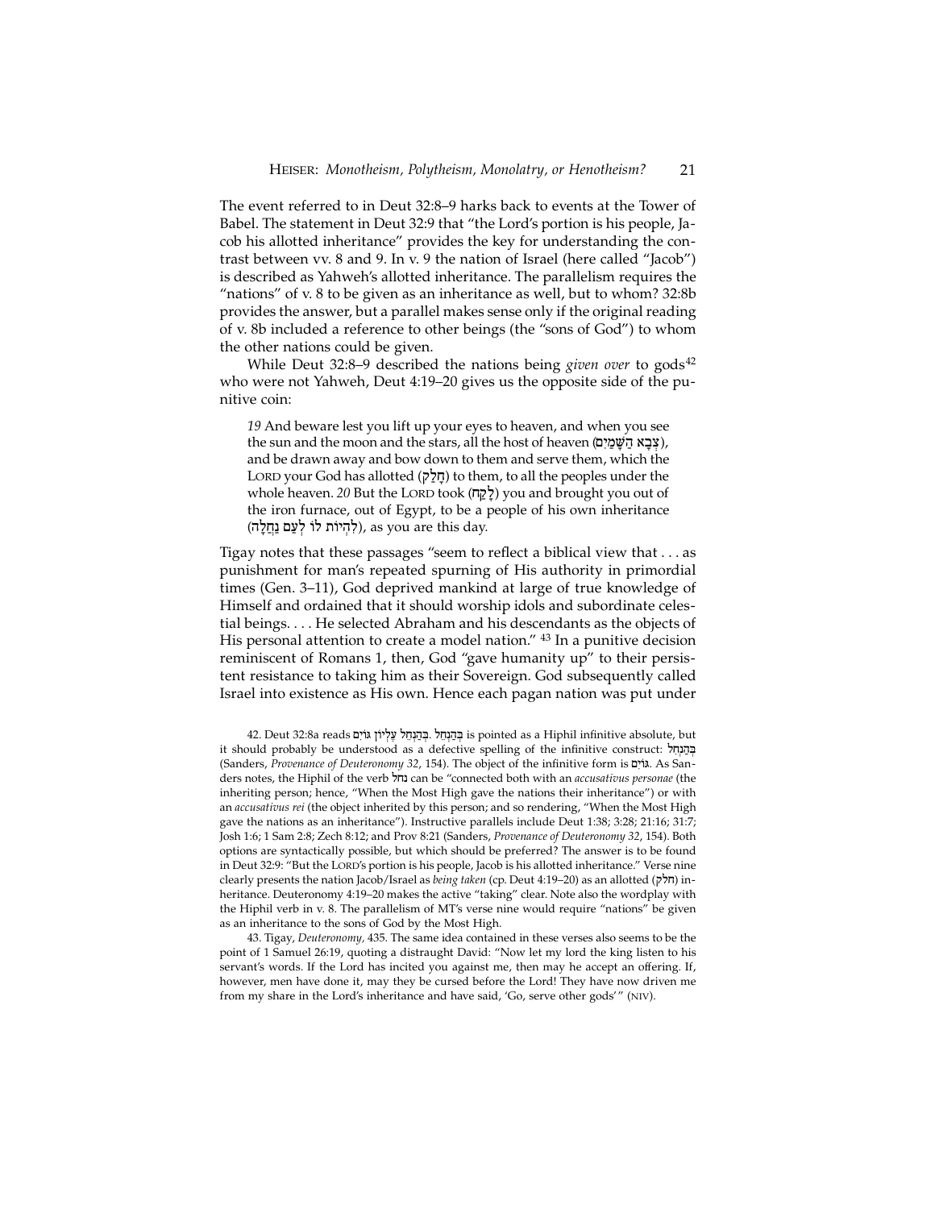The event referred to in Deut 32:8–9 harks back to events at the Tower of Babel. The statement in Deut 32:9 that "the Lord's portion is his people, Jacob his allotted inheritance" provides the key for understanding the contrast between vv. 8 and 9. In v. 9 the nation of Israel (here called "Jacob") is described as Yahweh's allotted inheritance. The parallelism requires the "nations" of v. 8 to be given as an inheritance as well, but to whom? 32:8b provides the answer, but a parallel makes sense only if the original reading of v. 8b included a reference to other beings (the "sons of God") to whom the other nations could be given.

While Deut 32:8–9 described the nations being *given over* to gods[42] who were not Yahweh, Deut 4:19–20 gives us the opposite side of the punitive coin:

> *19* And beware lest you lift up your eyes to heaven, and when you see the sun and the moon and the stars, all the host of heaven (צְבָא הַשָּׁמַיִם), and be drawn away and bow down to them and serve them, which the LORD your God has allotted (חָלַק) to them, to all the peoples under the whole heaven. *20* But the LORD took (לָקַח) you and brought you out of the iron furnace, out of Egypt, to be a people of his own inheritance (לִהְיוֹת לוֹ לְעַם נַחֲלָה), as you are this day.

Tigay notes that these passages "seem to reflect a biblical view that . . . as punishment for man's repeated spurning of His authority in primordial times (Gen. 3–11), God deprived mankind at large of true knowledge of Himself and ordained that it should worship idols and subordinate celestial beings. . . . He selected Abraham and his descendants as the objects of His personal attention to create a model nation." [43] In a punitive decision reminiscent of Romans 1, then, God "gave humanity up" to their persistent resistance to taking him as their Sovereign. God subsequently called Israel into existence as His own. Hence each pagan nation was put under

---

42. Deut 32:8a reads בְּהַנְחֵל עֶלְיוֹן גּוֹיִם. בְּהַנְחֵל is pointed as a Hiphil infinitive absolute, but it should probably be understood as a defective spelling of the infinitive construct: בְּהַנְחִיל (Sanders, *Provenance of Deuteronomy 32*, 154). The object of the infinitive form is גּוֹיִם. As Sanders notes, the Hiphil of the verb נחל can be "connected both with an *accusativus personae* (the inheriting person; hence, "When the Most High gave the nations their inheritance") or with an *accusativus rei* (the object inherited by this person; and so rendering, "When the Most High gave the nations as an inheritance"). Instructive parallels include Deut 1:38; 3:28; 21:16; 31:7; Josh 1:6; 1 Sam 2:8; Zech 8:12; and Prov 8:21 (Sanders, *Provenance of Deuteronomy 32*, 154). Both options are syntactically possible, but which should be preferred? The answer is to be found in Deut 32:9: "But the LORD's portion is his people, Jacob is his allotted inheritance." Verse nine clearly presents the nation Jacob/Israel as *being taken* (cp. Deut 4:19–20) as an allotted (חלק) inheritance. Deuteronomy 4:19–20 makes the active "taking" clear. Note also the wordplay with the Hiphil verb in v. 8. The parallelism of MT's verse nine would require "nations" be given as an inheritance to the sons of God by the Most High.

43. Tigay, *Deuteronomy*, 435. The same idea contained in these verses also seems to be the point of 1 Samuel 26:19, quoting a distraught David: "Now let my lord the king listen to his servant's words. If the Lord has incited you against me, then may he accept an offering. If, however, men have done it, may they be cursed before the Lord! They have now driven me from my share in the Lord's inheritance and have said, 'Go, serve other gods'" (NIV).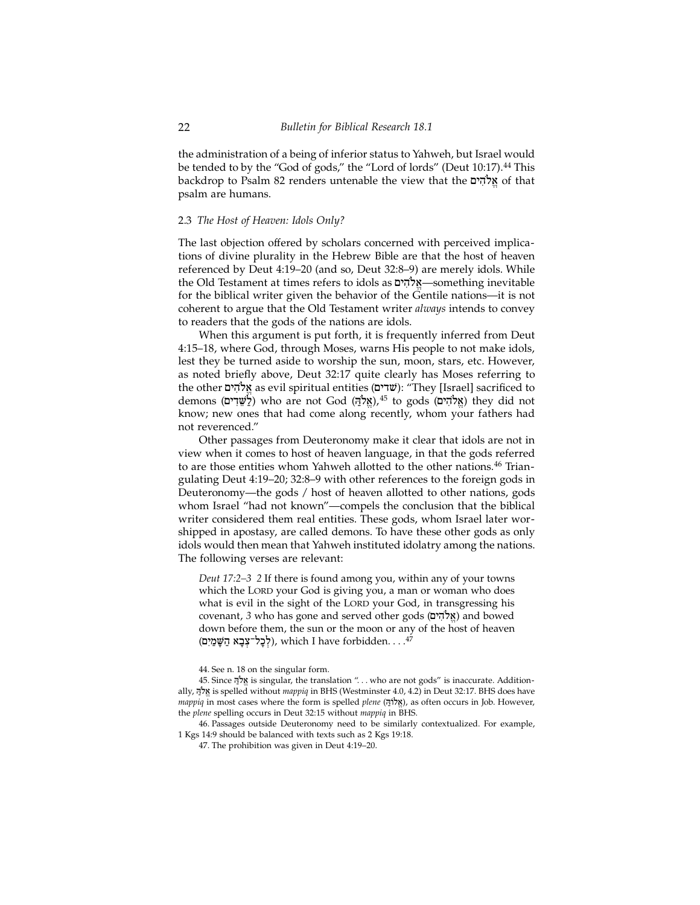the administration of a being of inferior status to Yahweh, but Israel would be tended to by the "God of gods," the "Lord of lords" (Deut 10:17).[44] This backdrop to Psalm 82 renders untenable the view that the אֱלֹהִים of that psalm are humans.

### 2.3 *The Host of Heaven: Idols Only?*

The last objection offered by scholars concerned with perceived implications of divine plurality in the Hebrew Bible are that the host of heaven referenced by Deut 4:19–20 (and so, Deut 32:8–9) are merely idols. While the Old Testament at times refers to idols as אֱלֹהִים—something inevitable for the biblical writer given the behavior of the Gentile nations—it is not coherent to argue that the Old Testament writer *always* intends to convey to readers that the gods of the nations are idols.

When this argument is put forth, it is frequently inferred from Deut 4:15–18, where God, through Moses, warns His people to not make idols, lest they be turned aside to worship the sun, moon, stars, etc. However, as noted briefly above, Deut 32:17 quite clearly has Moses referring to the other אֱלֹהִים as evil spiritual entities (שדים): "They [Israel] sacrificed to demons (לַשֵּׁדִים) who are not God (אֱלֹהַּ),[45] to gods (אֱלֹהִים) they did not know; new ones that had come along recently, whom your fathers had not reverenced."

Other passages from Deuteronomy make it clear that idols are not in view when it comes to host of heaven language, in that the gods referred to are those entities whom Yahweh allotted to the other nations.[46] Triangulating Deut 4:19–20; 32:8–9 with other references to the foreign gods in Deuteronomy—the gods / host of heaven allotted to other nations, gods whom Israel "had not known"—compels the conclusion that the biblical writer considered them real entities. These gods, whom Israel later worshipped in apostasy, are called demons. To have these other gods as only idols would then mean that Yahweh instituted idolatry among the nations. The following verses are relevant:

> *Deut 17:2–3* *2* If there is found among you, within any of your towns which the LORD your God is giving you, a man or woman who does what is evil in the sight of the LORD your God, in transgressing his covenant, *3* who has gone and served other gods (אֱלֹהִים) and bowed down before them, the sun or the moon or any of the host of heaven (לְכָל־צְבָא הַשָּׁמַיִם), which I have forbidden. . . .[47]

44. See n. 18 on the singular form.

45. Since אֱלֹהַּ is singular, the translation ". . . who are not gods" is inaccurate. Additionally, אֱלֹהַּ is spelled without *mappiq* in BHS (Westminster 4.0, 4.2) in Deut 32:17. BHS does have *mappiq* in most cases where the form is spelled *plene* (אֱלוֹהַּ), as often occurs in Job. However, the *plene* spelling occurs in Deut 32:15 without *mappiq* in BHS.

46. Passages outside Deuteronomy need to be similarly contextualized. For example, 1 Kgs 14:9 should be balanced with texts such as 2 Kgs 19:18.

47. The prohibition was given in Deut 4:19–20.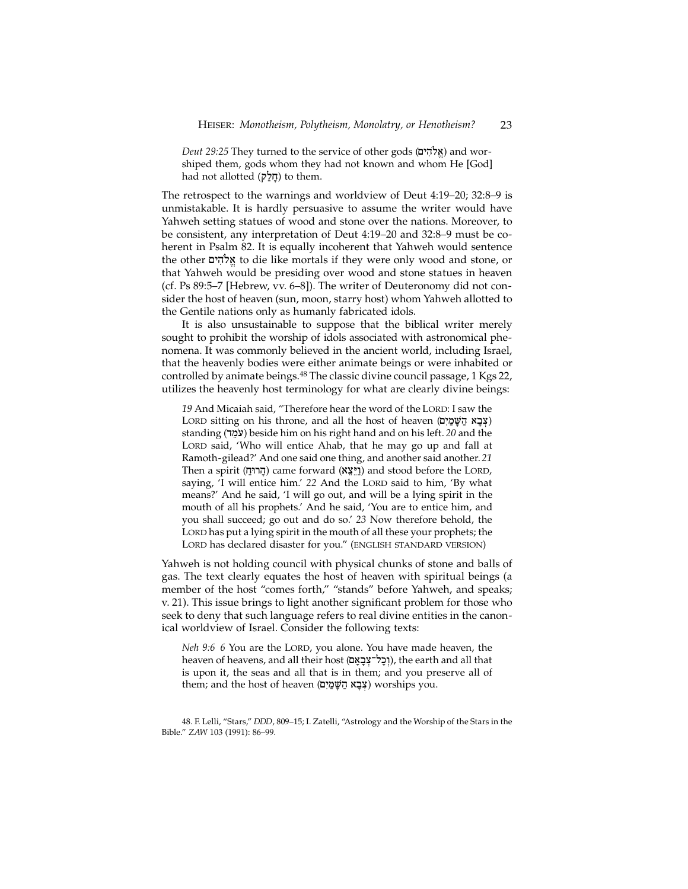*Deut 29:25* They turned to the service of other gods (אֱלֹהִים) and worshiped them, gods whom they had not known and whom He [God] had not allotted (חָלַק) to them.

The retrospect to the warnings and worldview of Deut 4:19–20; 32:8–9 is unmistakable. It is hardly persuasive to assume the writer would have Yahweh setting statues of wood and stone over the nations. Moreover, to be consistent, any interpretation of Deut 4:19–20 and 32:8–9 must be coherent in Psalm 82. It is equally incoherent that Yahweh would sentence the other אֱלֹהִים to die like mortals if they were only wood and stone, or that Yahweh would be presiding over wood and stone statues in heaven (cf. Ps 89:5–7 [Hebrew, vv. 6–8]). The writer of Deuteronomy did not consider the host of heaven (sun, moon, starry host) whom Yahweh allotted to the Gentile nations only as humanly fabricated idols.

It is also unsustainable to suppose that the biblical writer merely sought to prohibit the worship of idols associated with astronomical phenomena. It was commonly believed in the ancient world, including Israel, that the heavenly bodies were either animate beings or were inhabited or controlled by animate beings.[48] The classic divine council passage, 1 Kgs 22, utilizes the heavenly host terminology for what are clearly divine beings:

> *19* And Micaiah said, "Therefore hear the word of the LORD: I saw the LORD sitting on his throne, and all the host of heaven (צְבָא הַשָּׁמַיִם) standing (עֹמֵד) beside him on his right hand and on his left. *20* and the LORD said, 'Who will entice Ahab, that he may go up and fall at Ramoth-gilead?' And one said one thing, and another said another. *21* Then a spirit (הָרוּחַ) came forward (וַיֵּצֵא) and stood before the LORD, saying, 'I will entice him.' *22* And the LORD said to him, 'By what means?' And he said, 'I will go out, and will be a lying spirit in the mouth of all his prophets.' And he said, 'You are to entice him, and you shall succeed; go out and do so.' *23* Now therefore behold, the LORD has put a lying spirit in the mouth of all these your prophets; the LORD has declared disaster for you." (ENGLISH STANDARD VERSION)

Yahweh is not holding council with physical chunks of stone and balls of gas. The text clearly equates the host of heaven with spiritual beings (a member of the host "comes forth," "stands" before Yahweh, and speaks; v. 21). This issue brings to light another significant problem for those who seek to deny that such language refers to real divine entities in the canonical worldview of Israel. Consider the following texts:

> *Neh 9:6 6* You are the LORD, you alone. You have made heaven, the heaven of heavens, and all their host (וְכָל־צְבָאָם), the earth and all that is upon it, the seas and all that is in them; and you preserve all of them; and the host of heaven (צְבָא הַשָּׁמַיִם) worships you.

48. F. Lelli, "Stars," *DDD*, 809–15; I. Zatelli, "Astrology and the Worship of the Stars in the Bible." *ZAW* 103 (1991): 86–99.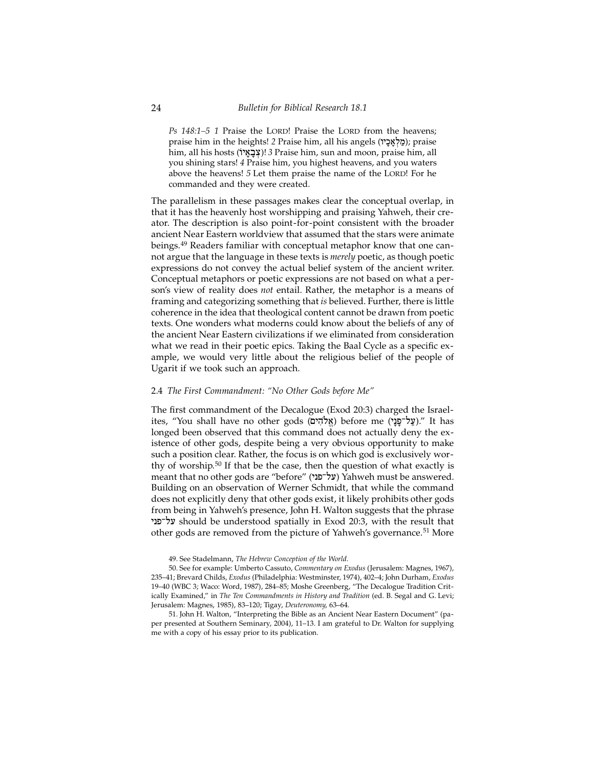*Ps 148:1–5 1* Praise the LORD! Praise the LORD from the heavens; praise him in the heights! *2* Praise him, all his angels (מַלְאָכָיו); praise him, all his hosts (צְבָאָיו)! *3* Praise him, sun and moon, praise him, all you shining stars! *4* Praise him, you highest heavens, and you waters above the heavens! *5* Let them praise the name of the LORD! For he commanded and they were created.

The parallelism in these passages makes clear the conceptual overlap, in that it has the heavenly host worshipping and praising Yahweh, their creator. The description is also point-for-point consistent with the broader ancient Near Eastern worldview that assumed that the stars were animate beings.[49] Readers familiar with conceptual metaphor know that one cannot argue that the language in these texts is *merely* poetic, as though poetic expressions do not convey the actual belief system of the ancient writer. Conceptual metaphors or poetic expressions are not based on what a person's view of reality does *not* entail. Rather, the metaphor is a means of framing and categorizing something that *is* believed. Further, there is little coherence in the idea that theological content cannot be drawn from poetic texts. One wonders what moderns could know about the beliefs of any of the ancient Near Eastern civilizations if we eliminated from consideration what we read in their poetic epics. Taking the Baal Cycle as a specific example, we would very little about the religious belief of the people of Ugarit if we took such an approach.

### 2.4 *The First Commandment: "No Other Gods before Me"*

The first commandment of the Decalogue (Exod 20:3) charged the Israelites, "You shall have no other gods (אֱלֹהִים) before me (עַל־פָּנָי)." It has longed been observed that this command does not actually deny the existence of other gods, despite being a very obvious opportunity to make such a position clear. Rather, the focus is on which god is exclusively worthy of worship.[50] If that be the case, then the question of what exactly is meant that no other gods are "before" (על־פני) Yahweh must be answered. Building on an observation of Werner Schmidt, that while the command does not explicitly deny that other gods exist, it likely prohibits other gods from being in Yahweh's presence, John H. Walton suggests that the phrase על־פני should be understood spatially in Exod 20:3, with the result that other gods are removed from the picture of Yahweh's governance.[51] More

49. See Stadelmann, *The Hebrew Conception of the World.*

50. See for example: Umberto Cassuto, *Commentary on Exodus* (Jerusalem: Magnes, 1967), 235–41; Brevard Childs, *Exodus* (Philadelphia: Westminster, 1974), 402–4; John Durham, *Exodus 19–40* (WBC 3; Waco: Word, 1987), 284–85; Moshe Greenberg, "The Decalogue Tradition Critically Examined," in *The Ten Commandments in History and Tradition* (ed. B. Segal and G. Levi; Jerusalem: Magnes, 1985), 83–120; Tigay, *Deuteronomy,* 63–64.

51. John H. Walton, "Interpreting the Bible as an Ancient Near Eastern Document" (paper presented at Southern Seminary, 2004), 11–13. I am grateful to Dr. Walton for supplying me with a copy of his essay prior to its publication.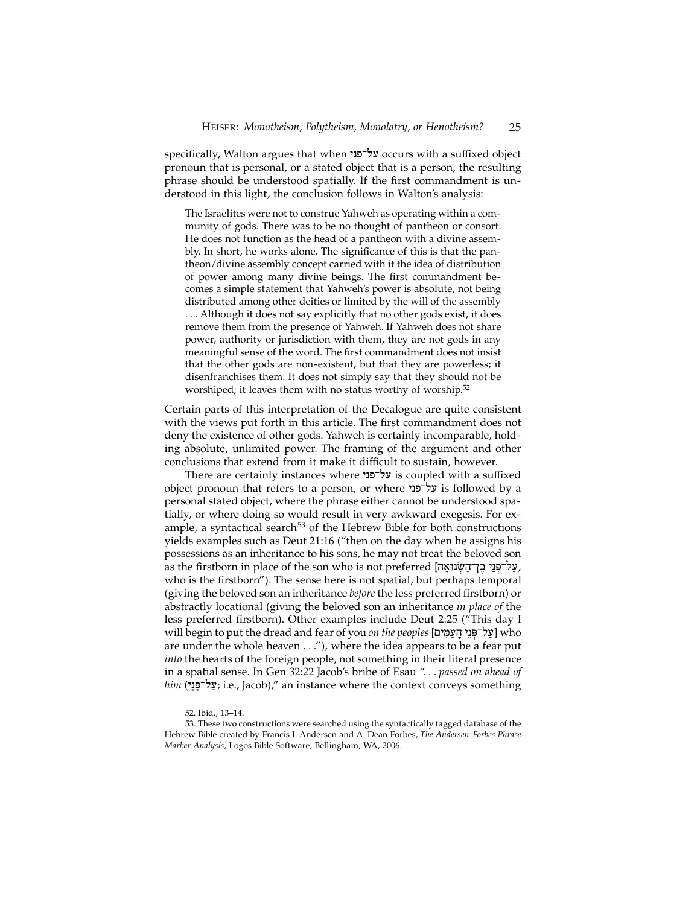specifically, Walton argues that when על־פני occurs with a suffixed object pronoun that is personal, or a stated object that is a person, the resulting phrase should be understood spatially. If the first commandment is understood in this light, the conclusion follows in Walton's analysis:

> The Israelites were not to construe Yahweh as operating within a community of gods. There was to be no thought of pantheon or consort. He does not function as the head of a pantheon with a divine assembly. In short, he works alone. The significance of this is that the pantheon/divine assembly concept carried with it the idea of distribution of power among many divine beings. The first commandment becomes a simple statement that Yahweh's power is absolute, not being distributed among other deities or limited by the will of the assembly . . . Although it does not say explicitly that no other gods exist, it does remove them from the presence of Yahweh. If Yahweh does not share power, authority or jurisdiction with them, they are not gods in any meaningful sense of the word. The first commandment does not insist that the other gods are non-existent, but that they are powerless; it disenfranchises them. It does not simply say that they should not be worshiped; it leaves them with no status worthy of worship.[52]

Certain parts of this interpretation of the Decalogue are quite consistent with the views put forth in this article. The first commandment does not deny the existence of other gods. Yahweh is certainly incomparable, holding absolute, unlimited power. The framing of the argument and other conclusions that extend from it make it difficult to sustain, however.

There are certainly instances where על־פני is coupled with a suffixed object pronoun that refers to a person, or where על־פני is followed by a personal stated object, where the phrase either cannot be understood spatially, or where doing so would result in very awkward exegesis. For example, a syntactical search[53] of the Hebrew Bible for both constructions yields examples such as Deut 21:16 ("then on the day when he assigns his possessions as an inheritance to his sons, he may not treat the beloved son as the firstborn in place of the son who is not preferred [עַל־פְּנֵי בֶן־הַשְּׂנוּאָה, who is the firstborn"). The sense here is not spatial, but perhaps temporal (giving the beloved son an inheritance *before* the less preferred firstborn) or abstractly locational (giving the beloved son an inheritance *in place of* the less preferred firstborn). Other examples include Deut 2:25 ("This day I will begin to put the dread and fear of you *on the peoples* [עַל־פְּנֵי הָעַמִּים] who are under the whole heaven . . ."), where the idea appears to be a fear put *into* the hearts of the foreign people, not something in their literal presence in a spatial sense. In Gen 32:22 Jacob's bribe of Esau ". . . *passed on ahead of him* (עַל־פָּנָיו; i.e., Jacob)," an instance where the context conveys something

52. Ibid., 13–14.

53. These two constructions were searched using the syntactically tagged database of the Hebrew Bible created by Francis I. Andersen and A. Dean Forbes, *The Andersen-Forbes Phrase Marker Analysis*, Logos Bible Software, Bellingham, WA, 2006.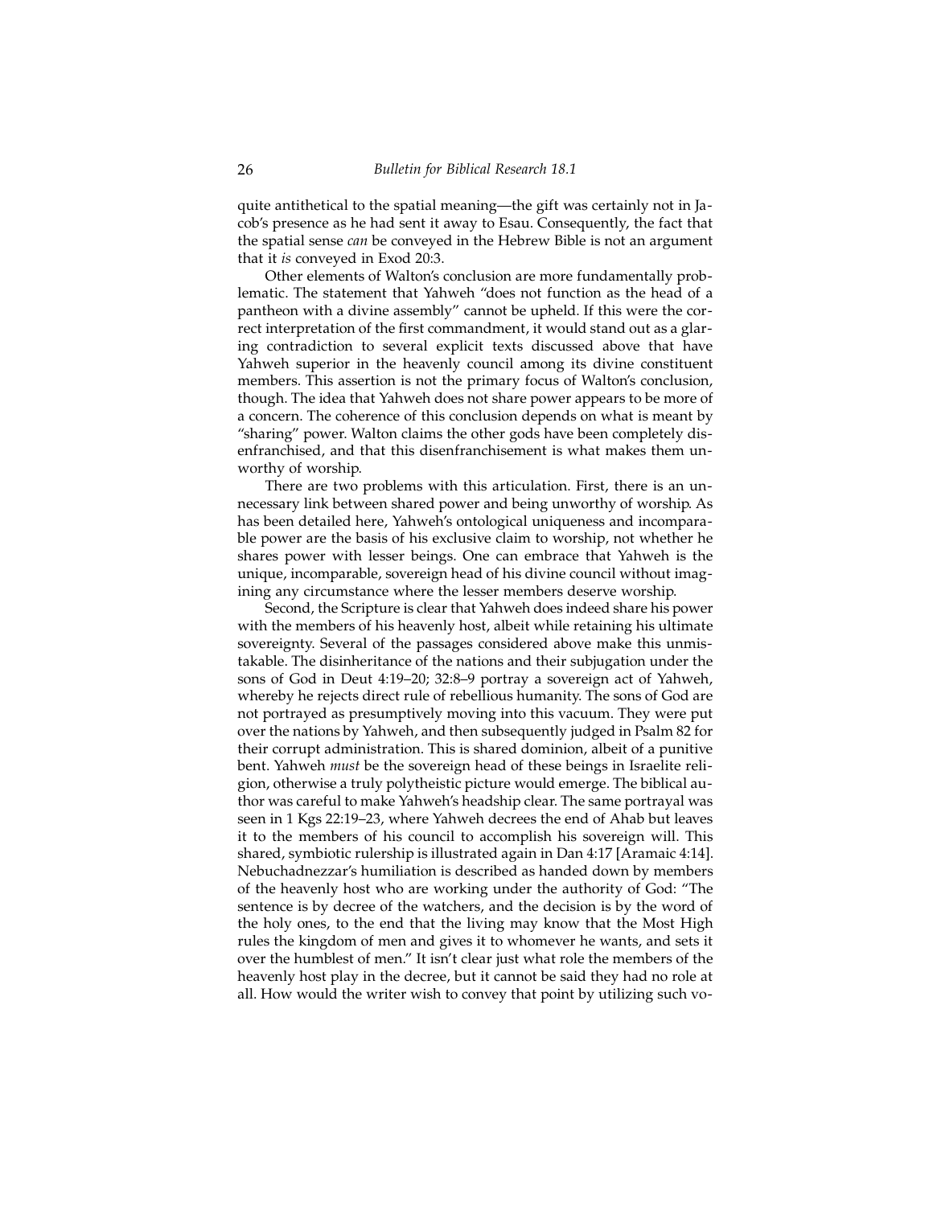quite antithetical to the spatial meaning—the gift was certainly not in Jacob's presence as he had sent it away to Esau. Consequently, the fact that the spatial sense *can* be conveyed in the Hebrew Bible is not an argument that it *is* conveyed in Exod 20:3.

Other elements of Walton's conclusion are more fundamentally problematic. The statement that Yahweh "does not function as the head of a pantheon with a divine assembly" cannot be upheld. If this were the correct interpretation of the first commandment, it would stand out as a glaring contradiction to several explicit texts discussed above that have Yahweh superior in the heavenly council among its divine constituent members. This assertion is not the primary focus of Walton's conclusion, though. The idea that Yahweh does not share power appears to be more of a concern. The coherence of this conclusion depends on what is meant by "sharing" power. Walton claims the other gods have been completely disenfranchised, and that this disenfranchisement is what makes them unworthy of worship.

There are two problems with this articulation. First, there is an unnecessary link between shared power and being unworthy of worship. As has been detailed here, Yahweh's ontological uniqueness and incomparable power are the basis of his exclusive claim to worship, not whether he shares power with lesser beings. One can embrace that Yahweh is the unique, incomparable, sovereign head of his divine council without imagining any circumstance where the lesser members deserve worship.

Second, the Scripture is clear that Yahweh does indeed share his power with the members of his heavenly host, albeit while retaining his ultimate sovereignty. Several of the passages considered above make this unmistakable. The disinheritance of the nations and their subjugation under the sons of God in Deut 4:19–20; 32:8–9 portray a sovereign act of Yahweh, whereby he rejects direct rule of rebellious humanity. The sons of God are not portrayed as presumptively moving into this vacuum. They were put over the nations by Yahweh, and then subsequently judged in Psalm 82 for their corrupt administration. This is shared dominion, albeit of a punitive bent. Yahweh *must* be the sovereign head of these beings in Israelite religion, otherwise a truly polytheistic picture would emerge. The biblical author was careful to make Yahweh's headship clear. The same portrayal was seen in 1 Kgs 22:19–23, where Yahweh decrees the end of Ahab but leaves it to the members of his council to accomplish his sovereign will. This shared, symbiotic rulership is illustrated again in Dan 4:17 [Aramaic 4:14]. Nebuchadnezzar's humiliation is described as handed down by members of the heavenly host who are working under the authority of God: "The sentence is by decree of the watchers, and the decision is by the word of the holy ones, to the end that the living may know that the Most High rules the kingdom of men and gives it to whomever he wants, and sets it over the humblest of men." It isn't clear just what role the members of the heavenly host play in the decree, but it cannot be said they had no role at all. How would the writer wish to convey that point by utilizing such vo-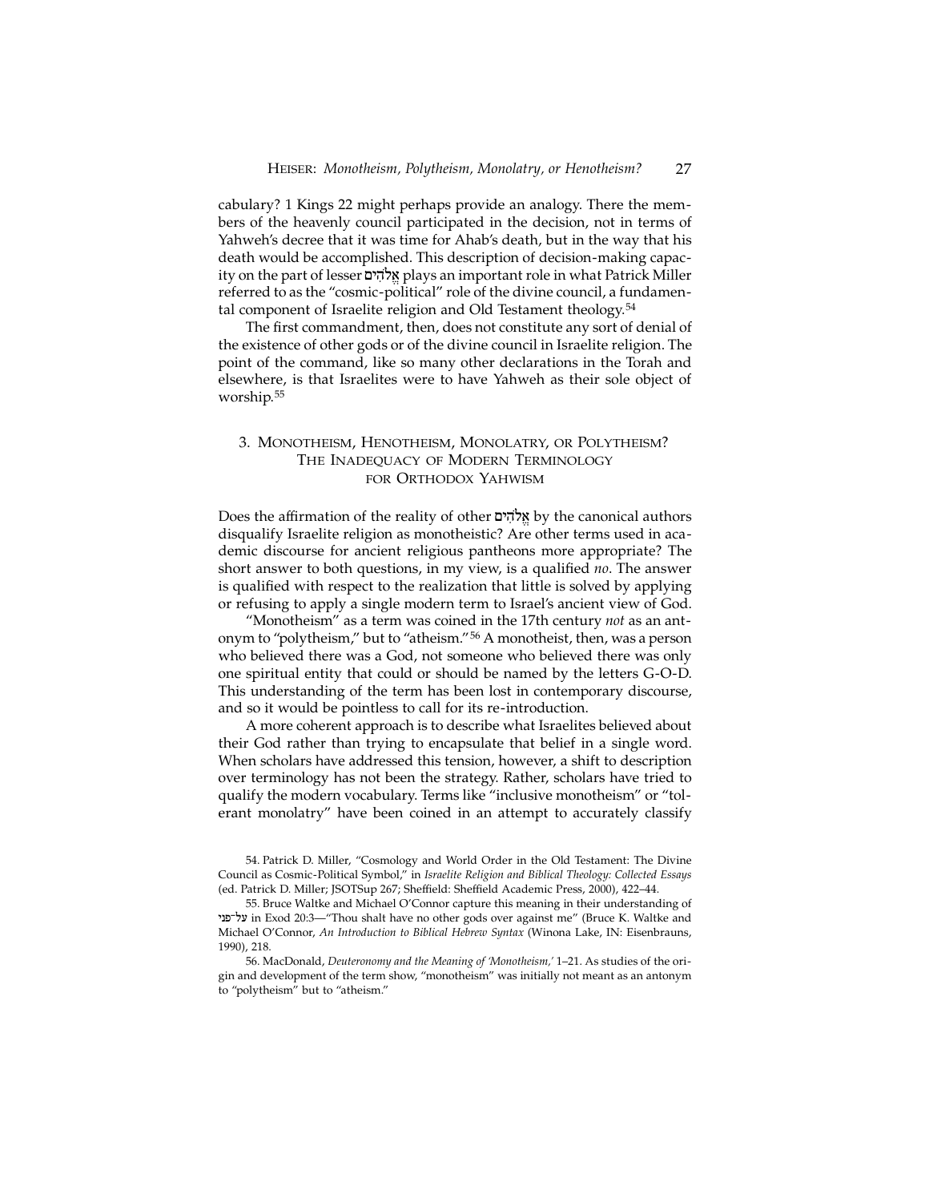cabulary? 1 Kings 22 might perhaps provide an analogy. There the members of the heavenly council participated in the decision, not in terms of Yahweh's decree that it was time for Ahab's death, but in the way that his death would be accomplished. This description of decision-making capacity on the part of lesser אֱלֹהִים plays an important role in what Patrick Miller referred to as the "cosmic-political" role of the divine council, a fundamental component of Israelite religion and Old Testament theology.[54]

The first commandment, then, does not constitute any sort of denial of the existence of other gods or of the divine council in Israelite religion. The point of the command, like so many other declarations in the Torah and elsewhere, is that Israelites were to have Yahweh as their sole object of worship.[55]

## 3. Monotheism, Henotheism, Monolatry, or Polytheism? The Inadequacy of Modern Terminology for Orthodox Yahwism

Does the affirmation of the reality of other אֱלֹהִים by the canonical authors disqualify Israelite religion as monotheistic? Are other terms used in academic discourse for ancient religious pantheons more appropriate? The short answer to both questions, in my view, is a qualified *no*. The answer is qualified with respect to the realization that little is solved by applying or refusing to apply a single modern term to Israel's ancient view of God.

"Monotheism" as a term was coined in the 17th century *not* as an antonym to "polytheism," but to "atheism."[56] A monotheist, then, was a person who believed there was a God, not someone who believed there was only one spiritual entity that could or should be named by the letters G-O-D. This understanding of the term has been lost in contemporary discourse, and so it would be pointless to call for its re-introduction.

A more coherent approach is to describe what Israelites believed about their God rather than trying to encapsulate that belief in a single word. When scholars have addressed this tension, however, a shift to description over terminology has not been the strategy. Rather, scholars have tried to qualify the modern vocabulary. Terms like "inclusive monotheism" or "tolerant monolatry" have been coined in an attempt to accurately classify

54. Patrick D. Miller, "Cosmology and World Order in the Old Testament: The Divine Council as Cosmic-Political Symbol," in *Israelite Religion and Biblical Theology: Collected Essays* (ed. Patrick D. Miller; JSOTSup 267; Sheffield: Sheffield Academic Press, 2000), 422–44.

55. Bruce Waltke and Michael O'Connor capture this meaning in their understanding of על־פני in Exod 20:3—"Thou shalt have no other gods over against me" (Bruce K. Waltke and Michael O'Connor, *An Introduction to Biblical Hebrew Syntax* (Winona Lake, IN: Eisenbrauns, 1990), 218.

56. MacDonald, *Deuteronomy and the Meaning of 'Monotheism,'* 1–21. As studies of the origin and development of the term show, "monotheism" was initially not meant as an antonym to "polytheism" but to "atheism."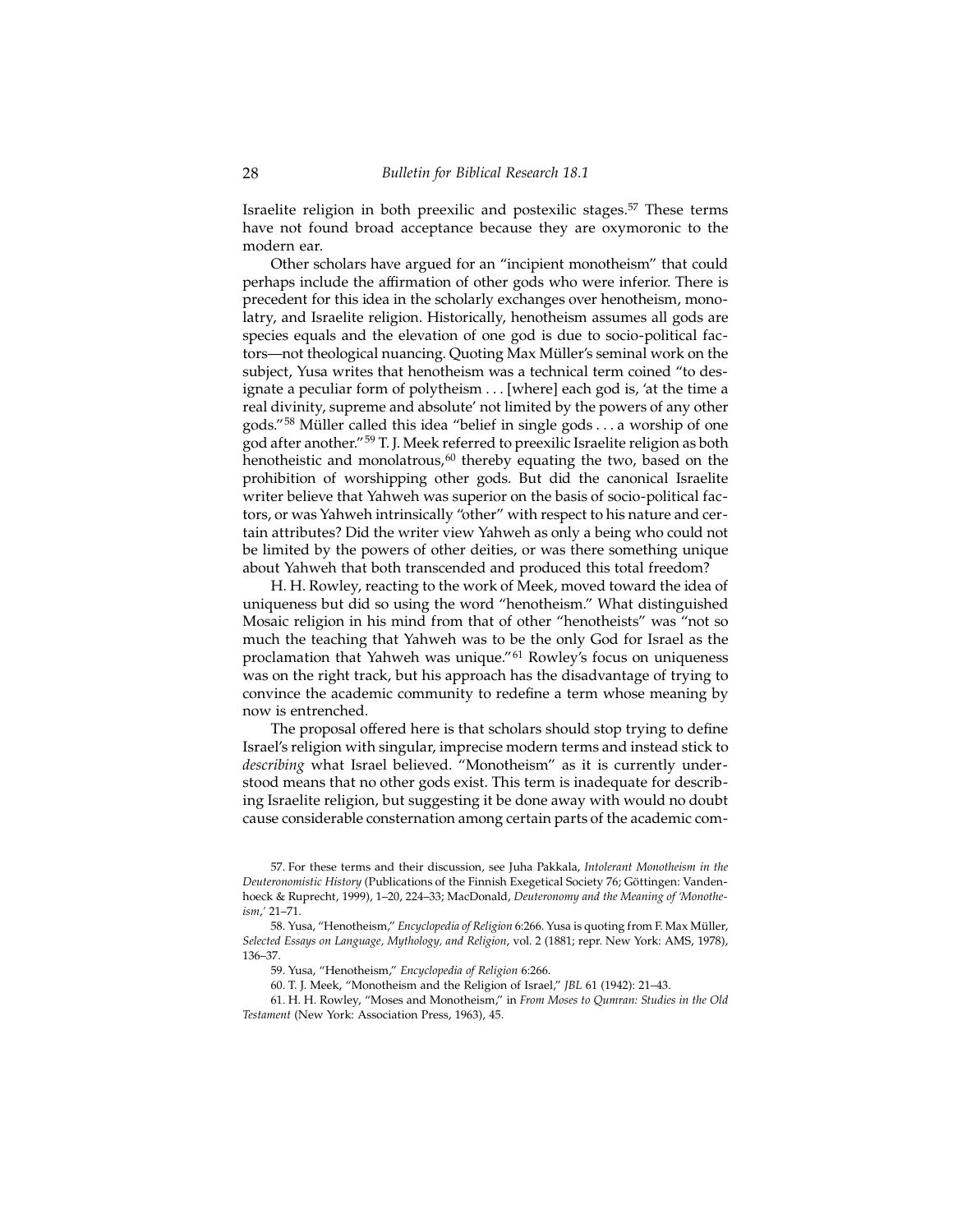Israelite religion in both preexilic and postexilic stages.[57] These terms have not found broad acceptance because they are oxymoronic to the modern ear.

Other scholars have argued for an "incipient monotheism" that could perhaps include the affirmation of other gods who were inferior. There is precedent for this idea in the scholarly exchanges over henotheism, monolatry, and Israelite religion. Historically, henotheism assumes all gods are species equals and the elevation of one god is due to socio-political factors—not theological nuancing. Quoting Max Müller's seminal work on the subject, Yusa writes that henotheism was a technical term coined "to designate a peculiar form of polytheism . . . [where] each god is, 'at the time a real divinity, supreme and absolute' not limited by the powers of any other gods."[58] Müller called this idea "belief in single gods . . . a worship of one god after another."[59] T. J. Meek referred to preexilic Israelite religion as both henotheistic and monolatrous,[60] thereby equating the two, based on the prohibition of worshipping other gods. But did the canonical Israelite writer believe that Yahweh was superior on the basis of socio-political factors, or was Yahweh intrinsically "other" with respect to his nature and certain attributes? Did the writer view Yahweh as only a being who could not be limited by the powers of other deities, or was there something unique about Yahweh that both transcended and produced this total freedom?

H. H. Rowley, reacting to the work of Meek, moved toward the idea of uniqueness but did so using the word "henotheism." What distinguished Mosaic religion in his mind from that of other "henotheists" was "not so much the teaching that Yahweh was to be the only God for Israel as the proclamation that Yahweh was unique."[61] Rowley's focus on uniqueness was on the right track, but his approach has the disadvantage of trying to convince the academic community to redefine a term whose meaning by now is entrenched.

The proposal offered here is that scholars should stop trying to define Israel's religion with singular, imprecise modern terms and instead stick to *describing* what Israel believed. "Monotheism" as it is currently understood means that no other gods exist. This term is inadequate for describing Israelite religion, but suggesting it be done away with would no doubt cause considerable consternation among certain parts of the academic com-

57. For these terms and their discussion, see Juha Pakkala, *Intolerant Monotheism in the Deuteronomistic History* (Publications of the Finnish Exegetical Society 76; Göttingen: Vandenhoeck & Ruprecht, 1999), 1–20, 224–33; MacDonald, *Deuteronomy and the Meaning of 'Monotheism,'* 21–71.

58. Yusa, "Henotheism," *Encyclopedia of Religion* 6:266. Yusa is quoting from F. Max Müller, *Selected Essays on Language, Mythology, and Religion*, vol. 2 (1881; repr. New York: AMS, 1978), 136–37.

59. Yusa, "Henotheism," *Encyclopedia of Religion* 6:266.

60. T. J. Meek, "Monotheism and the Religion of Israel," *JBL* 61 (1942): 21–43.

61. H. H. Rowley, "Moses and Monotheism," in *From Moses to Qumran: Studies in the Old Testament* (New York: Association Press, 1963), 45.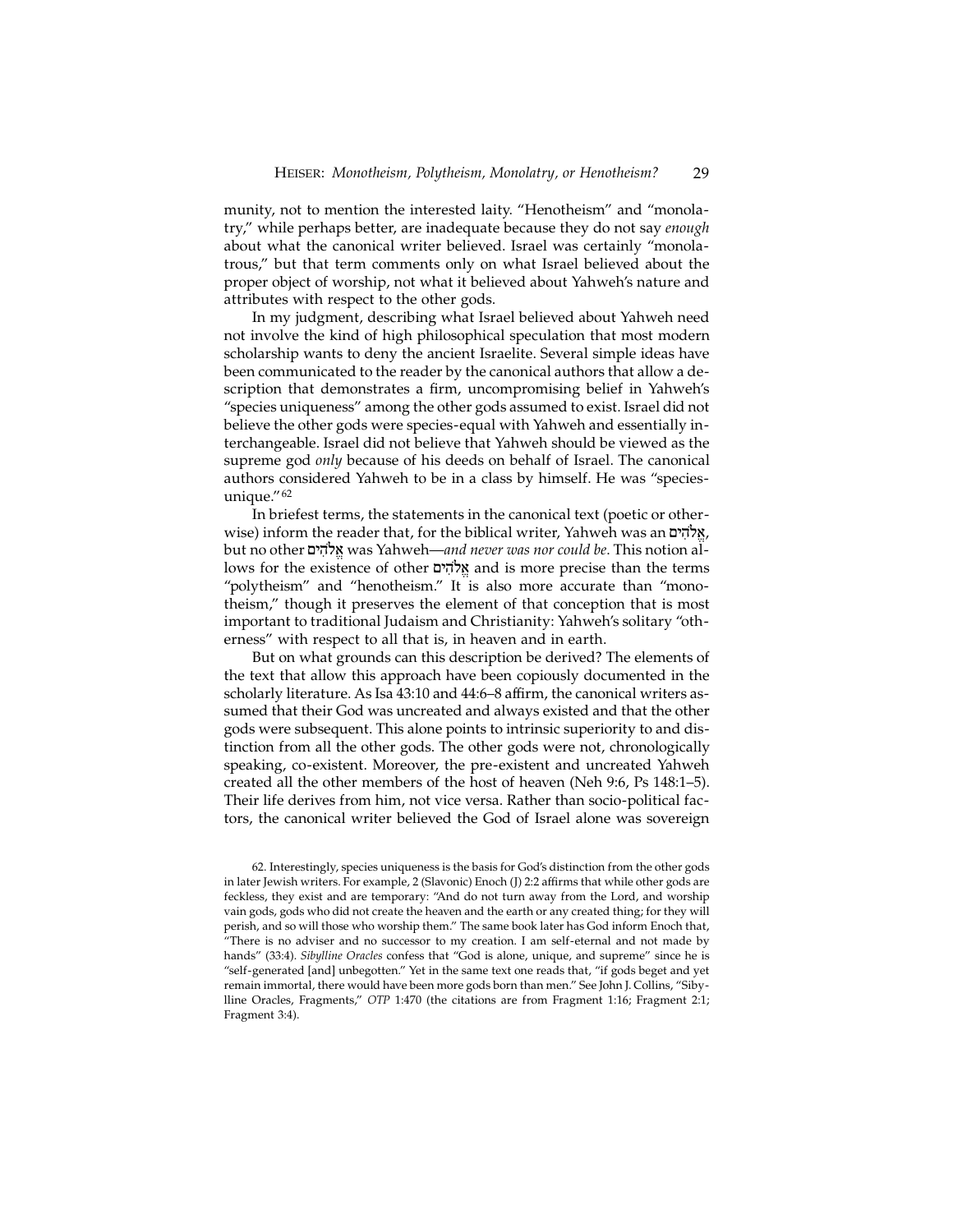munity, not to mention the interested laity. "Henotheism" and "monolatry," while perhaps better, are inadequate because they do not say *enough* about what the canonical writer believed. Israel was certainly "monolatrous," but that term comments only on what Israel believed about the proper object of worship, not what it believed about Yahweh's nature and attributes with respect to the other gods.

In my judgment, describing what Israel believed about Yahweh need not involve the kind of high philosophical speculation that most modern scholarship wants to deny the ancient Israelite. Several simple ideas have been communicated to the reader by the canonical authors that allow a description that demonstrates a firm, uncompromising belief in Yahweh's "species uniqueness" among the other gods assumed to exist. Israel did not believe the other gods were species-equal with Yahweh and essentially interchangeable. Israel did not believe that Yahweh should be viewed as the supreme god *only* because of his deeds on behalf of Israel. The canonical authors considered Yahweh to be in a class by himself. He was "species-unique."[62]

In briefest terms, the statements in the canonical text (poetic or otherwise) inform the reader that, for the biblical writer, Yahweh was an אֱלֹהִים, but no other אֱלֹהִים was Yahweh—*and never was nor could be*. This notion allows for the existence of other אֱלֹהִים and is more precise than the terms "polytheism" and "henotheism." It is also more accurate than "monotheism," though it preserves the element of that conception that is most important to traditional Judaism and Christianity: Yahweh's solitary "otherness" with respect to all that is, in heaven and in earth.

But on what grounds can this description be derived? The elements of the text that allow this approach have been copiously documented in the scholarly literature. As Isa 43:10 and 44:6–8 affirm, the canonical writers assumed that their God was uncreated and always existed and that the other gods were subsequent. This alone points to intrinsic superiority to and distinction from all the other gods. The other gods were not, chronologically speaking, co-existent. Moreover, the pre-existent and uncreated Yahweh created all the other members of the host of heaven (Neh 9:6, Ps 148:1–5). Their life derives from him, not vice versa. Rather than socio-political factors, the canonical writer believed the God of Israel alone was sovereign

62. Interestingly, species uniqueness is the basis for God's distinction from the other gods in later Jewish writers. For example, 2 (Slavonic) Enoch (J) 2:2 affirms that while other gods are feckless, they exist and are temporary: "And do not turn away from the Lord, and worship vain gods, gods who did not create the heaven and the earth or any created thing; for they will perish, and so will those who worship them." The same book later has God inform Enoch that, "There is no adviser and no successor to my creation. I am self-eternal and not made by hands" (33:4). *Sibylline Oracles* confess that "God is alone, unique, and supreme" since he is "self-generated [and] unbegotten." Yet in the same text one reads that, "if gods beget and yet remain immortal, there would have been more gods born than men." See John J. Collins, "Sibylline Oracles, Fragments," *OTP* 1:470 (the citations are from Fragment 1:16; Fragment 2:1; Fragment 3:4).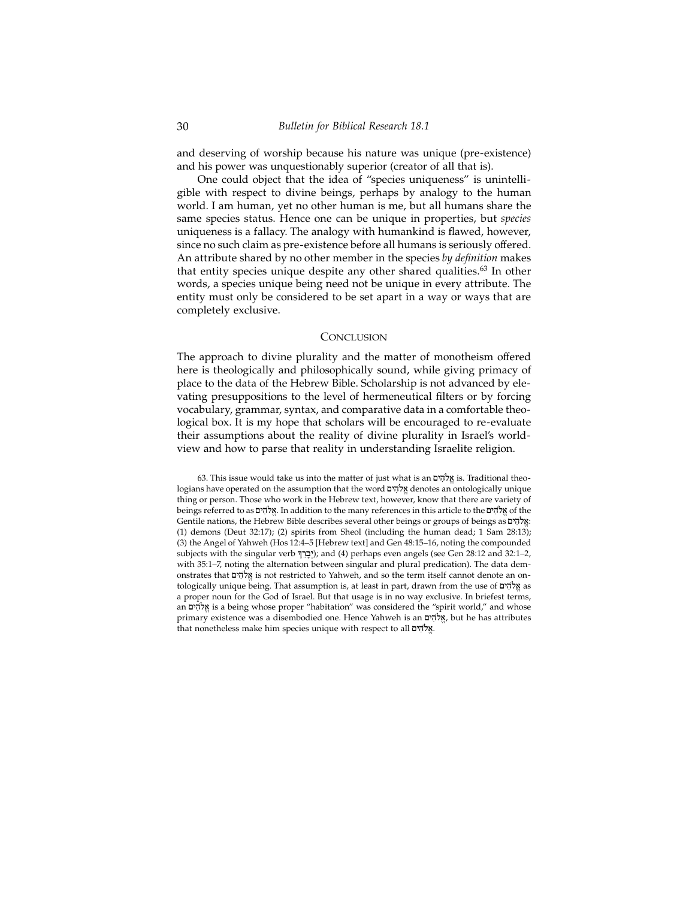and deserving of worship because his nature was unique (pre-existence) and his power was unquestionably superior (creator of all that is).

One could object that the idea of "species uniqueness" is unintelligible with respect to divine beings, perhaps by analogy to the human world. I am human, yet no other human is me, but all humans share the same species status. Hence one can be unique in properties, but *species* uniqueness is a fallacy. The analogy with humankind is flawed, however, since no such claim as pre-existence before all humans is seriously offered. An attribute shared by no other member in the species *by definition* makes that entity species unique despite any other shared qualities.[63] In other words, a species unique being need not be unique in every attribute. The entity must only be considered to be set apart in a way or ways that are completely exclusive.

## Conclusion

The approach to divine plurality and the matter of monotheism offered here is theologically and philosophically sound, while giving primacy of place to the data of the Hebrew Bible. Scholarship is not advanced by elevating presuppositions to the level of hermeneutical filters or by forcing vocabulary, grammar, syntax, and comparative data in a comfortable theological box. It is my hope that scholars will be encouraged to re-evaluate their assumptions about the reality of divine plurality in Israel's worldview and how to parse that reality in understanding Israelite religion.

63. This issue would take us into the matter of just what is an אֱלֹהִים is. Traditional theologians have operated on the assumption that the word אֱלֹהִים denotes an ontologically unique thing or person. Those who work in the Hebrew text, however, know that there are variety of beings referred to as אֱלֹהִים. In addition to the many references in this article to the אֱלֹהִים of the Gentile nations, the Hebrew Bible describes several other beings or groups of beings as אֱלֹהִים: (1) demons (Deut 32:17); (2) spirits from Sheol (including the human dead; 1 Sam 28:13); (3) the Angel of Yahweh (Hos 12:4–5 [Hebrew text] and Gen 48:15–16, noting the compounded subjects with the singular verb יְבָרֵךְ); and (4) perhaps even angels (see Gen 28:12 and 32:1–2, with 35:1–7, noting the alternation between singular and plural predication). The data demonstrates that אֱלֹהִים is not restricted to Yahweh, and so the term itself cannot denote an ontologically unique being. That assumption is, at least in part, drawn from the use of אֱלֹהִים as a proper noun for the God of Israel. But that usage is in no way exclusive. In briefest terms, an אֱלֹהִים is a being whose proper "habitation" was considered the "spirit world," and whose primary existence was a disembodied one. Hence Yahweh is an אֱלֹהִים, but he has attributes that nonetheless make him species unique with respect to all אֱלֹהִים.